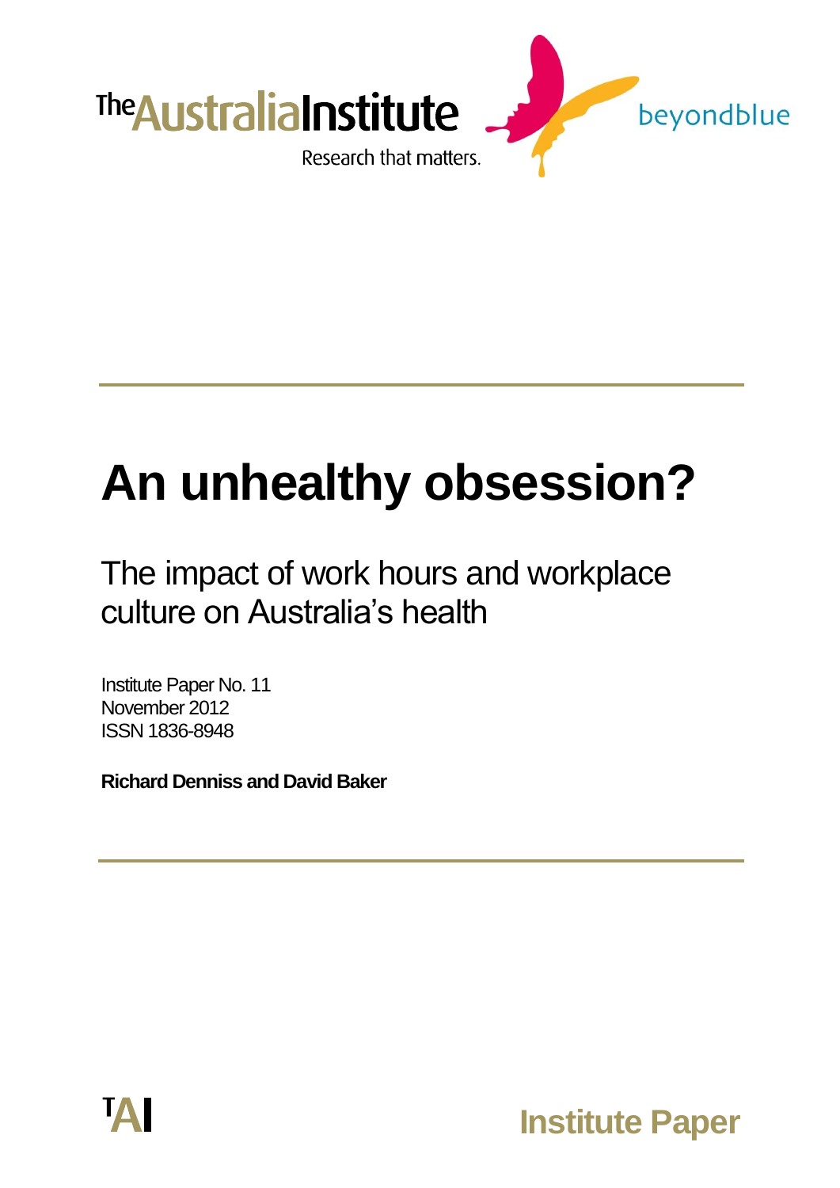The Australia Institute

Research that matters.

beyondblue

# An unhealthy obsession?

## The impact of work hours and workplace culture on Australia's health

Institute Paper No. 11
November 2012
ISSN 1836-8948

**Richard Denniss and David Baker**

TAI

Institute Paper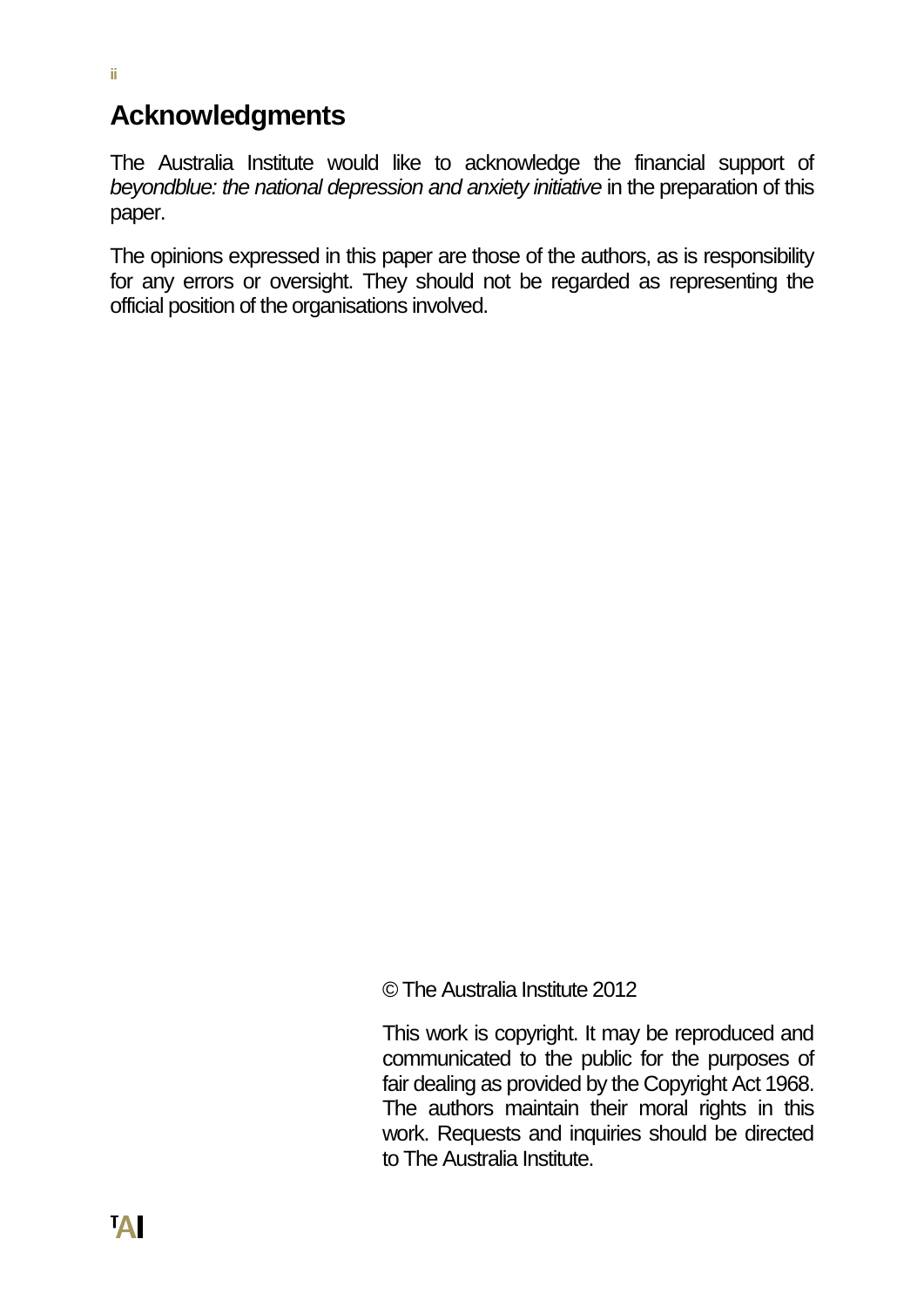## Acknowledgments

The Australia Institute would like to acknowledge the financial support of *beyondblue: the national depression and anxiety initiative* in the preparation of this paper.

The opinions expressed in this paper are those of the authors, as is responsibility for any errors or oversight. They should not be regarded as representing the official position of the organisations involved.

© The Australia Institute 2012

This work is copyright. It may be reproduced and communicated to the public for the purposes of fair dealing as provided by the Copyright Act 1968. The authors maintain their moral rights in this work. Requests and inquiries should be directed to The Australia Institute.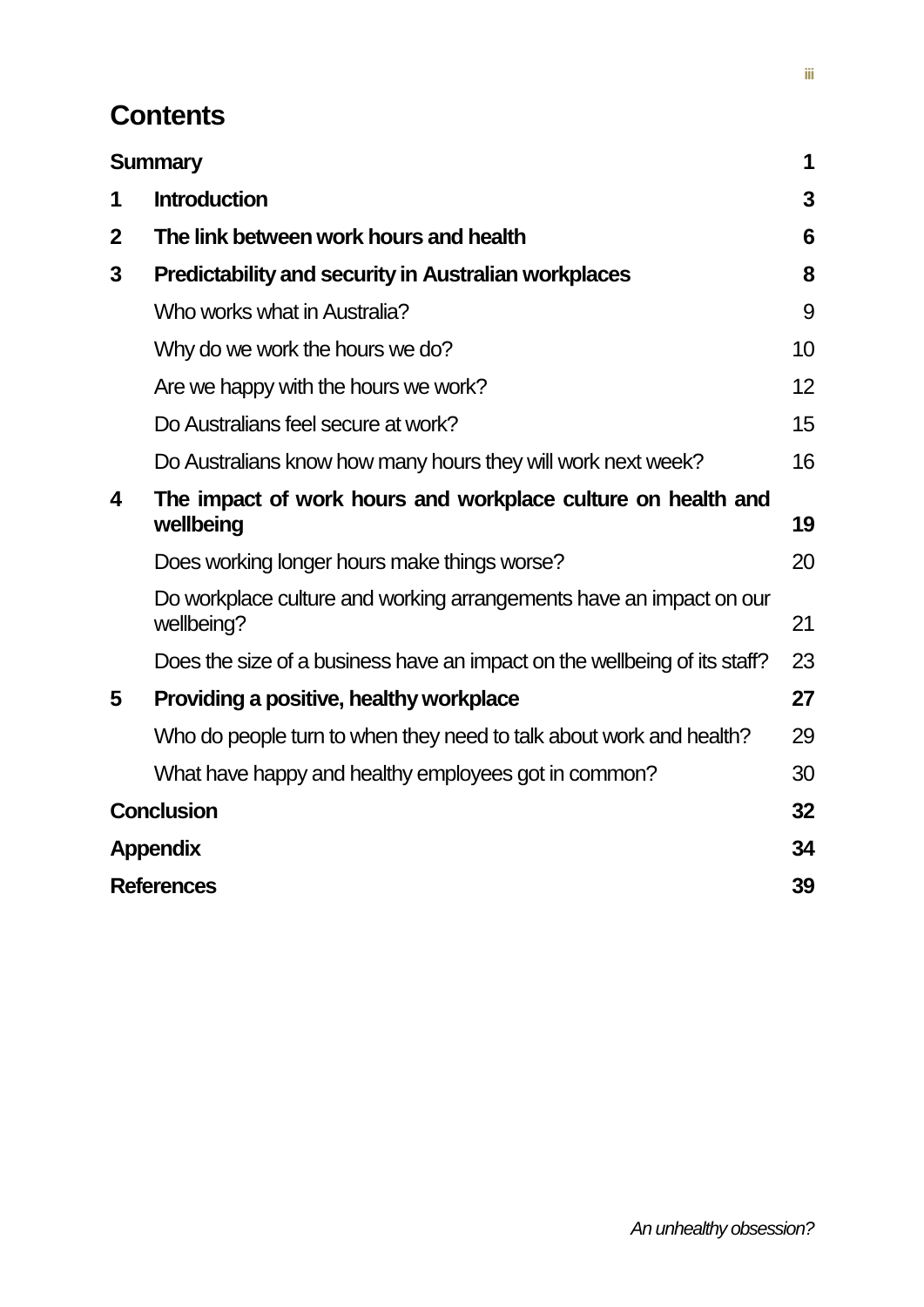# Contents

| | | |
|---|---|---|
| **Summary** | | **1** |
| **1** | **Introduction** | **3** |
| **2** | **The link between work hours and health** | **6** |
| **3** | **Predictability and security in Australian workplaces** | **8** |
| | Who works what in Australia? | 9 |
| | Why do we work the hours we do? | 10 |
| | Are we happy with the hours we work? | 12 |
| | Do Australians feel secure at work? | 15 |
| | Do Australians know how many hours they will work next week? | 16 |
| **4** | **The impact of work hours and workplace culture on health and wellbeing** | **19** |
| | Does working longer hours make things worse? | 20 |
| | Do workplace culture and working arrangements have an impact on our wellbeing? | 21 |
| | Does the size of a business have an impact on the wellbeing of its staff? | 23 |
| **5** | **Providing a positive, healthy workplace** | **27** |
| | Who do people turn to when they need to talk about work and health? | 29 |
| | What have happy and healthy employees got in common? | 30 |
| **Conclusion** | | **32** |
| **Appendix** | | **34** |
| **References** | | **39** |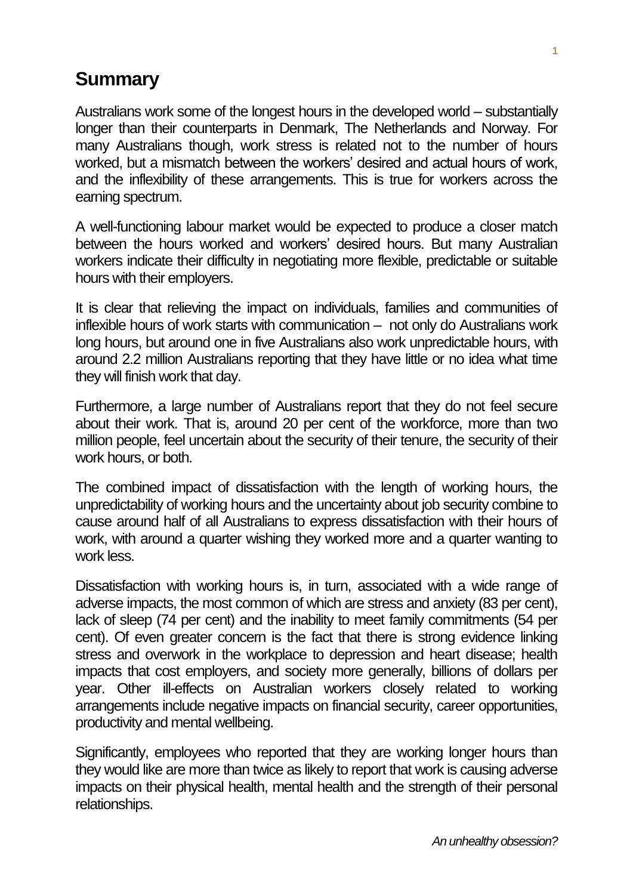## Summary

Australians work some of the longest hours in the developed world – substantially longer than their counterparts in Denmark, The Netherlands and Norway. For many Australians though, work stress is related not to the number of hours worked, but a mismatch between the workers' desired and actual hours of work, and the inflexibility of these arrangements. This is true for workers across the earning spectrum.

A well-functioning labour market would be expected to produce a closer match between the hours worked and workers' desired hours. But many Australian workers indicate their difficulty in negotiating more flexible, predictable or suitable hours with their employers.

It is clear that relieving the impact on individuals, families and communities of inflexible hours of work starts with communication – not only do Australians work long hours, but around one in five Australians also work unpredictable hours, with around 2.2 million Australians reporting that they have little or no idea what time they will finish work that day.

Furthermore, a large number of Australians report that they do not feel secure about their work. That is, around 20 per cent of the workforce, more than two million people, feel uncertain about the security of their tenure, the security of their work hours, or both.

The combined impact of dissatisfaction with the length of working hours, the unpredictability of working hours and the uncertainty about job security combine to cause around half of all Australians to express dissatisfaction with their hours of work, with around a quarter wishing they worked more and a quarter wanting to work less.

Dissatisfaction with working hours is, in turn, associated with a wide range of adverse impacts, the most common of which are stress and anxiety (83 per cent), lack of sleep (74 per cent) and the inability to meet family commitments (54 per cent). Of even greater concern is the fact that there is strong evidence linking stress and overwork in the workplace to depression and heart disease; health impacts that cost employers, and society more generally, billions of dollars per year. Other ill-effects on Australian workers closely related to working arrangements include negative impacts on financial security, career opportunities, productivity and mental wellbeing.

Significantly, employees who reported that they are working longer hours than they would like are more than twice as likely to report that work is causing adverse impacts on their physical health, mental health and the strength of their personal relationships.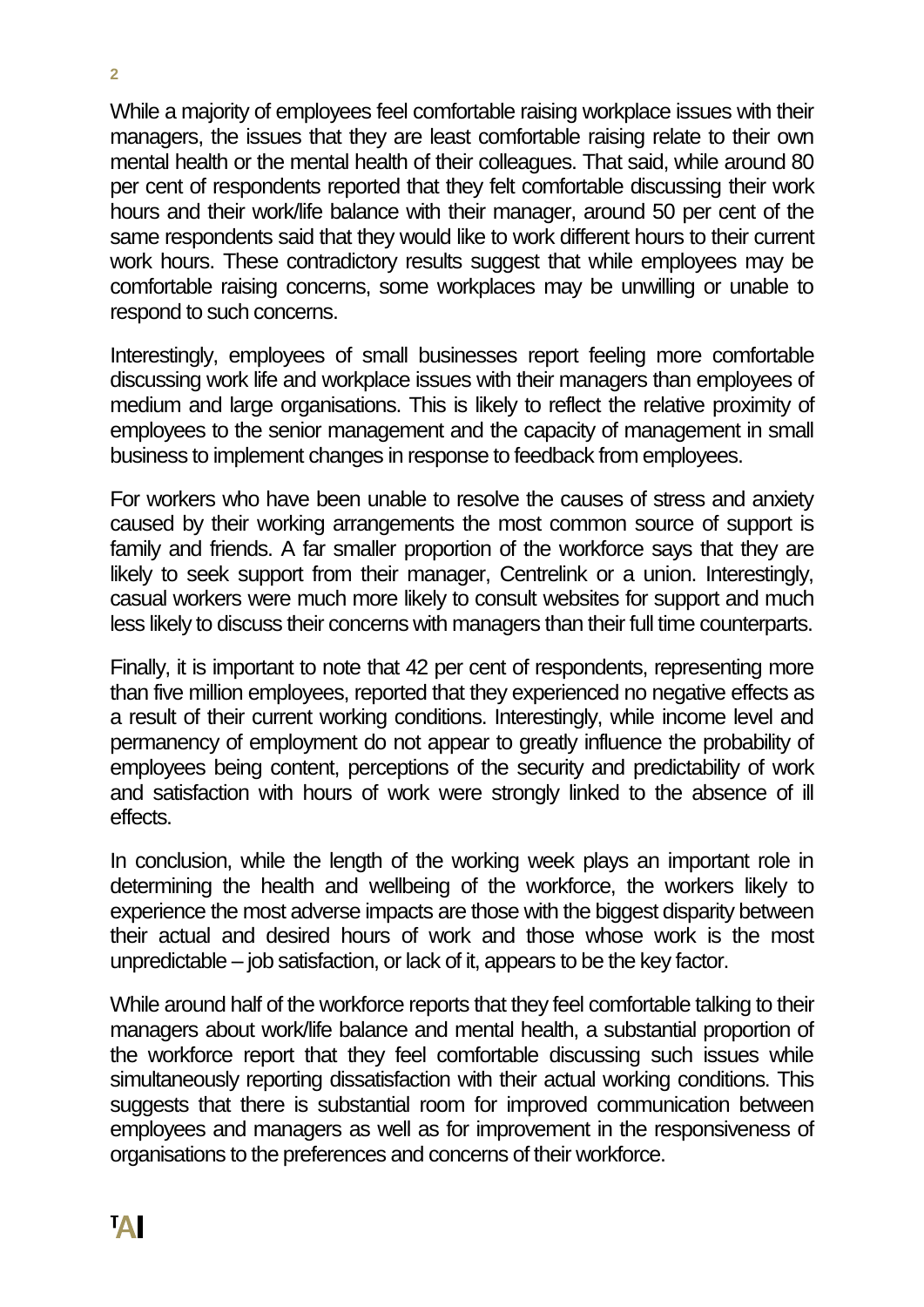While a majority of employees feel comfortable raising workplace issues with their managers, the issues that they are least comfortable raising relate to their own mental health or the mental health of their colleagues. That said, while around 80 per cent of respondents reported that they felt comfortable discussing their work hours and their work/life balance with their manager, around 50 per cent of the same respondents said that they would like to work different hours to their current work hours. These contradictory results suggest that while employees may be comfortable raising concerns, some workplaces may be unwilling or unable to respond to such concerns.

Interestingly, employees of small businesses report feeling more comfortable discussing work life and workplace issues with their managers than employees of medium and large organisations. This is likely to reflect the relative proximity of employees to the senior management and the capacity of management in small business to implement changes in response to feedback from employees.

For workers who have been unable to resolve the causes of stress and anxiety caused by their working arrangements the most common source of support is family and friends. A far smaller proportion of the workforce says that they are likely to seek support from their manager, Centrelink or a union. Interestingly, casual workers were much more likely to consult websites for support and much less likely to discuss their concerns with managers than their full time counterparts.

Finally, it is important to note that 42 per cent of respondents, representing more than five million employees, reported that they experienced no negative effects as a result of their current working conditions. Interestingly, while income level and permanency of employment do not appear to greatly influence the probability of employees being content, perceptions of the security and predictability of work and satisfaction with hours of work were strongly linked to the absence of ill effects.

In conclusion, while the length of the working week plays an important role in determining the health and wellbeing of the workforce, the workers likely to experience the most adverse impacts are those with the biggest disparity between their actual and desired hours of work and those whose work is the most unpredictable – job satisfaction, or lack of it, appears to be the key factor.

While around half of the workforce reports that they feel comfortable talking to their managers about work/life balance and mental health, a substantial proportion of the workforce report that they feel comfortable discussing such issues while simultaneously reporting dissatisfaction with their actual working conditions. This suggests that there is substantial room for improved communication between employees and managers as well as for improvement in the responsiveness of organisations to the preferences and concerns of their workforce.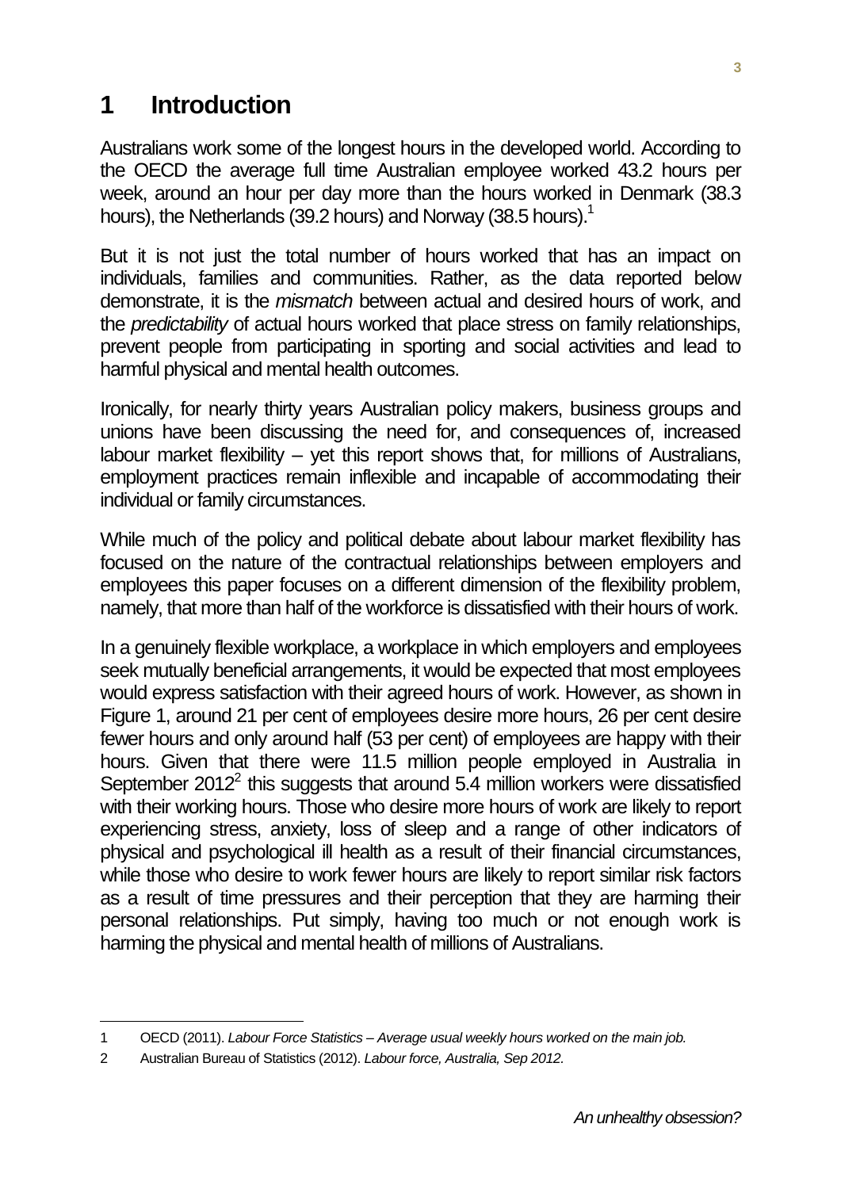# 1 Introduction

Australians work some of the longest hours in the developed world. According to the OECD the average full time Australian employee worked 43.2 hours per week, around an hour per day more than the hours worked in Denmark (38.3 hours), the Netherlands (39.2 hours) and Norway (38.5 hours).[1]

But it is not just the total number of hours worked that has an impact on individuals, families and communities. Rather, as the data reported below demonstrate, it is the *mismatch* between actual and desired hours of work, and the *predictability* of actual hours worked that place stress on family relationships, prevent people from participating in sporting and social activities and lead to harmful physical and mental health outcomes.

Ironically, for nearly thirty years Australian policy makers, business groups and unions have been discussing the need for, and consequences of, increased labour market flexibility – yet this report shows that, for millions of Australians, employment practices remain inflexible and incapable of accommodating their individual or family circumstances.

While much of the policy and political debate about labour market flexibility has focused on the nature of the contractual relationships between employers and employees this paper focuses on a different dimension of the flexibility problem, namely, that more than half of the workforce is dissatisfied with their hours of work.

In a genuinely flexible workplace, a workplace in which employers and employees seek mutually beneficial arrangements, it would be expected that most employees would express satisfaction with their agreed hours of work. However, as shown in Figure 1, around 21 per cent of employees desire more hours, 26 per cent desire fewer hours and only around half (53 per cent) of employees are happy with their hours. Given that there were 11.5 million people employed in Australia in September 2012[2] this suggests that around 5.4 million workers were dissatisfied with their working hours. Those who desire more hours of work are likely to report experiencing stress, anxiety, loss of sleep and a range of other indicators of physical and psychological ill health as a result of their financial circumstances, while those who desire to work fewer hours are likely to report similar risk factors as a result of time pressures and their perception that they are harming their personal relationships. Put simply, having too much or not enough work is harming the physical and mental health of millions of Australians.

---

1 OECD (2011). *Labour Force Statistics – Average usual weekly hours worked on the main job.*

2 Australian Bureau of Statistics (2012). *Labour force, Australia, Sep 2012.*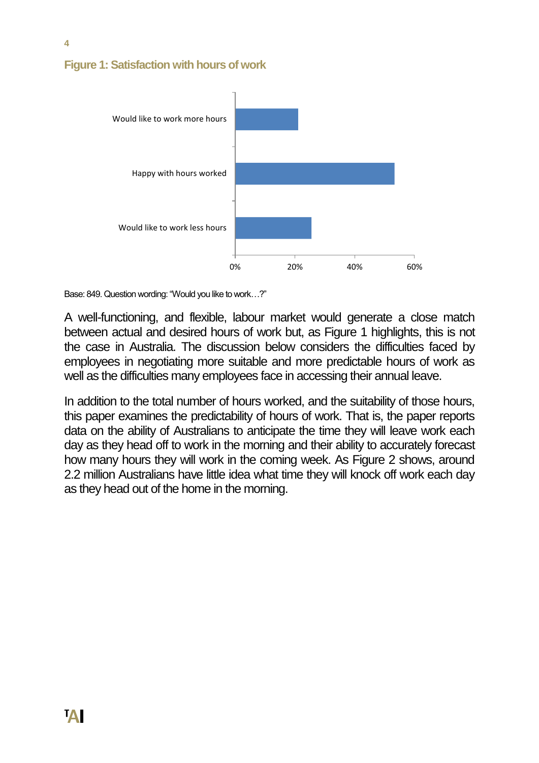### Figure 1: Satisfaction with hours of work

Base: 849. Question wording: "Would you like to work…?"

A well-functioning, and flexible, labour market would generate a close match between actual and desired hours of work but, as Figure 1 highlights, this is not the case in Australia. The discussion below considers the difficulties faced by employees in negotiating more suitable and more predictable hours of work as well as the difficulties many employees face in accessing their annual leave.

In addition to the total number of hours worked, and the suitability of those hours, this paper examines the predictability of hours of work. That is, the paper reports data on the ability of Australians to anticipate the time they will leave work each day as they head off to work in the morning and their ability to accurately forecast how many hours they will work in the coming week. As Figure 2 shows, around 2.2 million Australians have little idea what time they will knock off work each day as they head out of the home in the morning.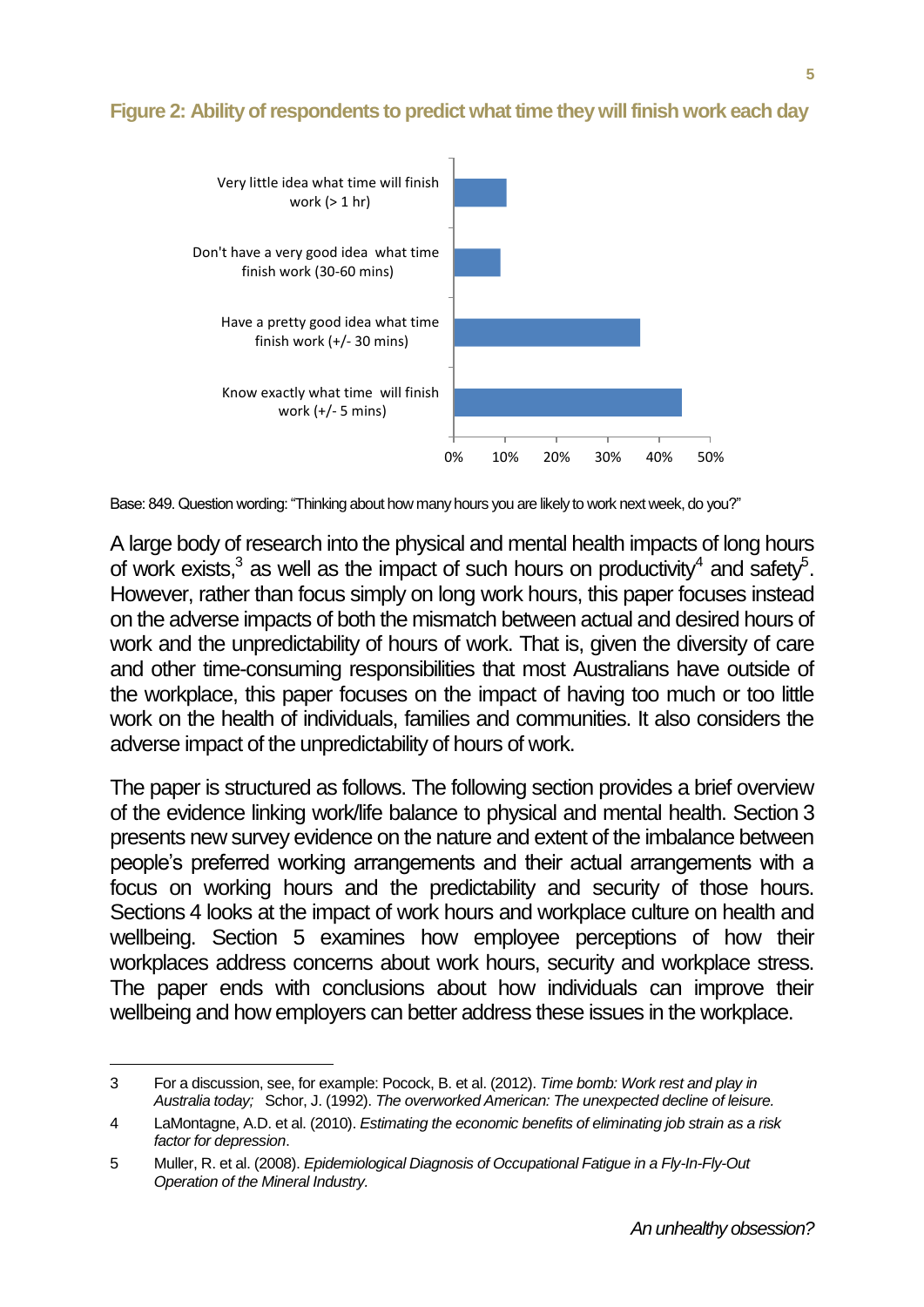**Figure 2: Ability of respondents to predict what time they will finish work each day**

Base: 849. Question wording: "Thinking about how many hours you are likely to work next week, do you?"

A large body of research into the physical and mental health impacts of long hours of work exists,[3] as well as the impact of such hours on productivity[4] and safety[5]. However, rather than focus simply on long work hours, this paper focuses instead on the adverse impacts of both the mismatch between actual and desired hours of work and the unpredictability of hours of work. That is, given the diversity of care and other time-consuming responsibilities that most Australians have outside of the workplace, this paper focuses on the impact of having too much or too little work on the health of individuals, families and communities. It also considers the adverse impact of the unpredictability of hours of work.

The paper is structured as follows. The following section provides a brief overview of the evidence linking work/life balance to physical and mental health. Section 3 presents new survey evidence on the nature and extent of the imbalance between people's preferred working arrangements and their actual arrangements with a focus on working hours and the predictability and security of those hours. Sections 4 looks at the impact of work hours and workplace culture on health and wellbeing. Section 5 examines how employee perceptions of how their workplaces address concerns about work hours, security and workplace stress. The paper ends with conclusions about how individuals can improve their wellbeing and how employers can better address these issues in the workplace.

---

3 For a discussion, see, for example: Pocock, B. et al. (2012). *Time bomb: Work rest and play in Australia today;* Schor, J. (1992). *The overworked American: The unexpected decline of leisure.*

4 LaMontagne, A.D. et al. (2010). *Estimating the economic benefits of eliminating job strain as a risk factor for depression*.

5 Muller, R. et al. (2008). *Epidemiological Diagnosis of Occupational Fatigue in a Fly-In-Fly-Out Operation of the Mineral Industry.*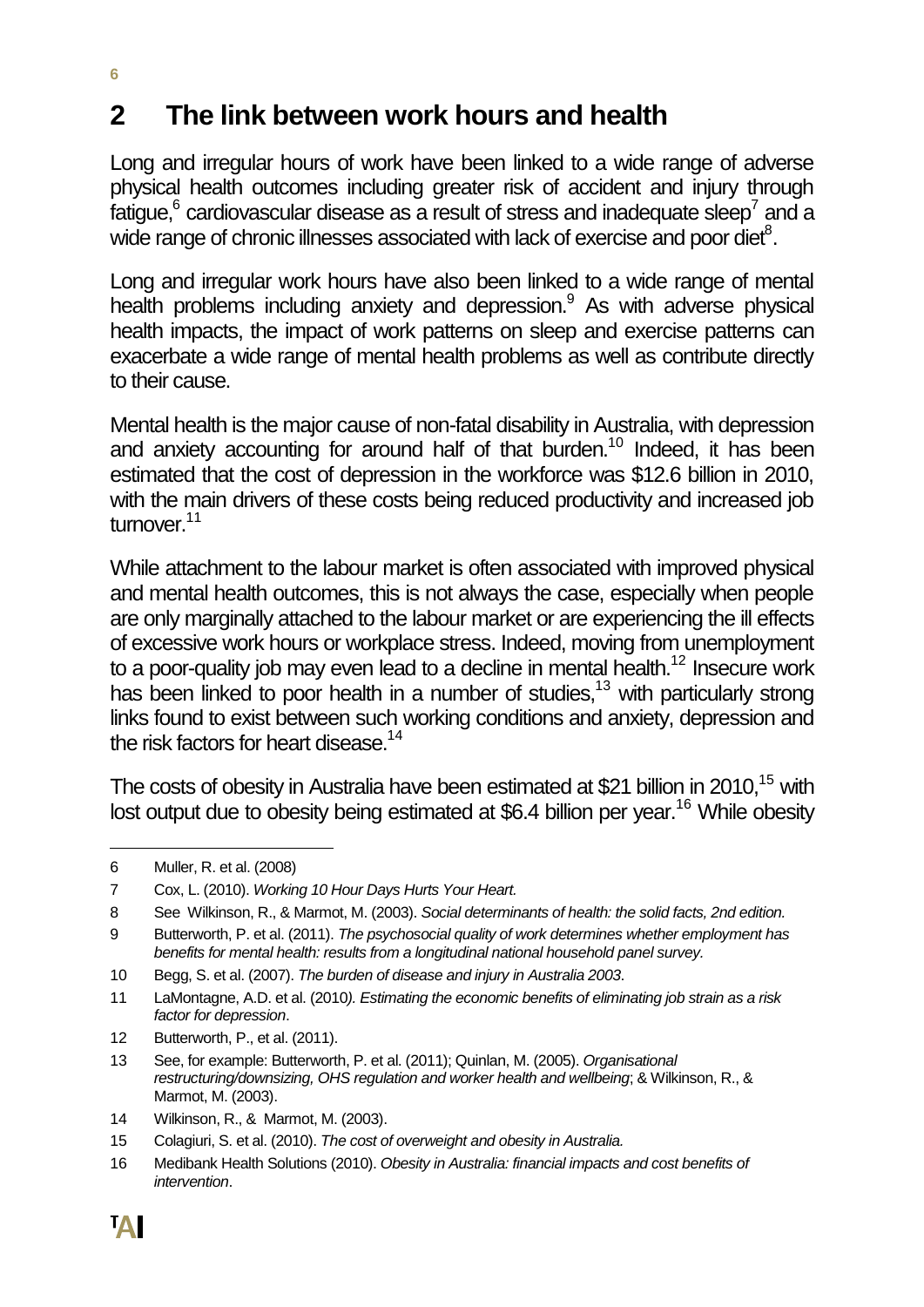# 2 The link between work hours and health

Long and irregular hours of work have been linked to a wide range of adverse physical health outcomes including greater risk of accident and injury through fatigue,[6] cardiovascular disease as a result of stress and inadequate sleep[7] and a wide range of chronic illnesses associated with lack of exercise and poor diet[8].

Long and irregular work hours have also been linked to a wide range of mental health problems including anxiety and depression.[9] As with adverse physical health impacts, the impact of work patterns on sleep and exercise patterns can exacerbate a wide range of mental health problems as well as contribute directly to their cause.

Mental health is the major cause of non-fatal disability in Australia, with depression and anxiety accounting for around half of that burden.[10] Indeed, it has been estimated that the cost of depression in the workforce was $12.6 billion in 2010, with the main drivers of these costs being reduced productivity and increased job turnover.[11]

While attachment to the labour market is often associated with improved physical and mental health outcomes, this is not always the case, especially when people are only marginally attached to the labour market or are experiencing the ill effects of excessive work hours or workplace stress. Indeed, moving from unemployment to a poor-quality job may even lead to a decline in mental health.[12] Insecure work has been linked to poor health in a number of studies,[13] with particularly strong links found to exist between such working conditions and anxiety, depression and the risk factors for heart disease.[14]

The costs of obesity in Australia have been estimated at $21 billion in 2010,[15] with lost output due to obesity being estimated at $6.4 billion per year.[16] While obesity

---

6 Muller, R. et al. (2008)

7 Cox, L. (2010). *Working 10 Hour Days Hurts Your Heart.*

8 See Wilkinson, R., & Marmot, M. (2003). *Social determinants of health: the solid facts, 2nd edition.*

9 Butterworth, P. et al. (2011). *The psychosocial quality of work determines whether employment has benefits for mental health: results from a longitudinal national household panel survey.*

10 Begg, S. et al. (2007). *The burden of disease and injury in Australia 2003.*

11 LaMontagne, A.D. et al. (2010). *Estimating the economic benefits of eliminating job strain as a risk factor for depression*.

12 Butterworth, P., et al. (2011).

13 See, for example: Butterworth, P. et al. (2011); Quinlan, M. (2005). *Organisational restructuring/downsizing, OHS regulation and worker health and wellbeing*; & Wilkinson, R., & Marmot, M. (2003).

14 Wilkinson, R., & Marmot, M. (2003).

15 Colagiuri, S. et al. (2010). *The cost of overweight and obesity in Australia.*

16 Medibank Health Solutions (2010). *Obesity in Australia: financial impacts and cost benefits of intervention*.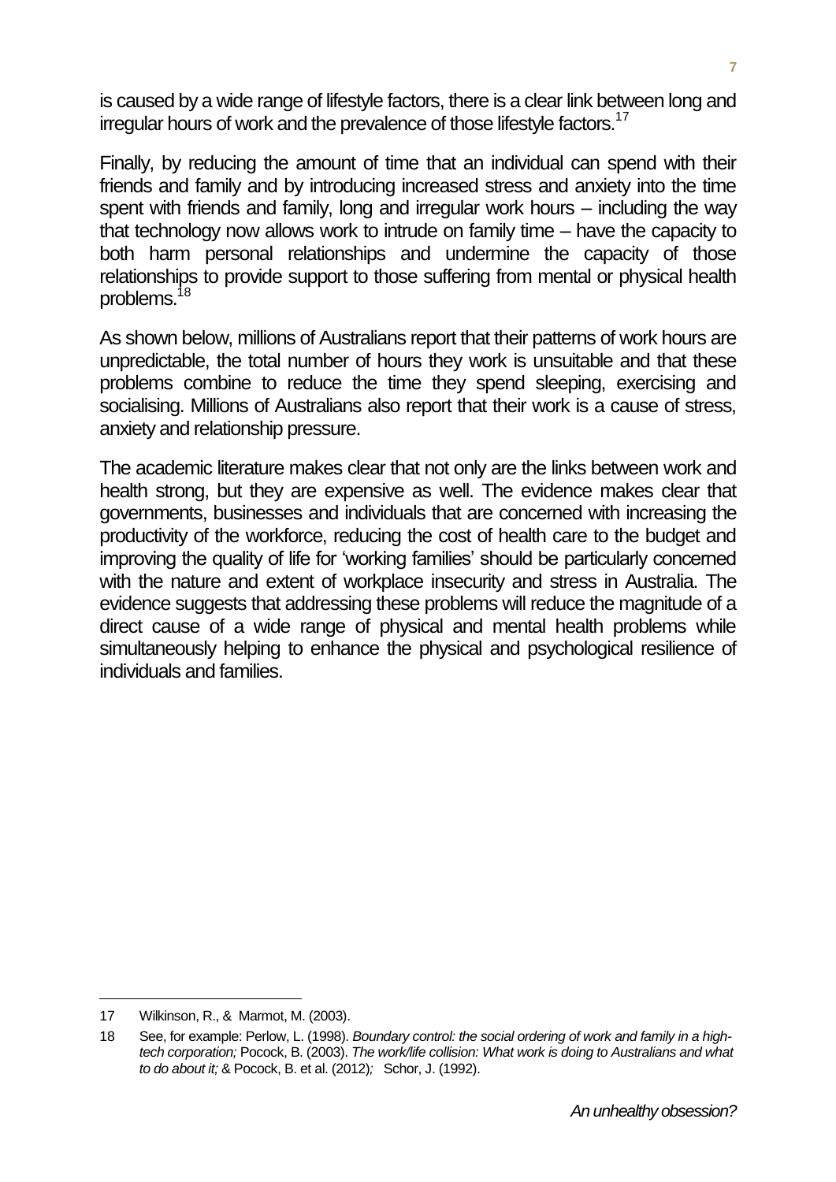is caused by a wide range of lifestyle factors, there is a clear link between long and irregular hours of work and the prevalence of those lifestyle factors.[17]

Finally, by reducing the amount of time that an individual can spend with their friends and family and by introducing increased stress and anxiety into the time spent with friends and family, long and irregular work hours – including the way that technology now allows work to intrude on family time – have the capacity to both harm personal relationships and undermine the capacity of those relationships to provide support to those suffering from mental or physical health problems.[18]

As shown below, millions of Australians report that their patterns of work hours are unpredictable, the total number of hours they work is unsuitable and that these problems combine to reduce the time they spend sleeping, exercising and socialising. Millions of Australians also report that their work is a cause of stress, anxiety and relationship pressure.

The academic literature makes clear that not only are the links between work and health strong, but they are expensive as well. The evidence makes clear that governments, businesses and individuals that are concerned with increasing the productivity of the workforce, reducing the cost of health care to the budget and improving the quality of life for 'working families' should be particularly concerned with the nature and extent of workplace insecurity and stress in Australia. The evidence suggests that addressing these problems will reduce the magnitude of a direct cause of a wide range of physical and mental health problems while simultaneously helping to enhance the physical and psychological resilience of individuals and families.

---

17 Wilkinson, R., & Marmot, M. (2003).

18 See, for example: Perlow, L. (1998). *Boundary control: the social ordering of work and family in a high-tech corporation;* Pocock, B. (2003). *The work/life collision: What work is doing to Australians and what to do about it;* & Pocock, B. et al. (2012)*;* Schor, J. (1992).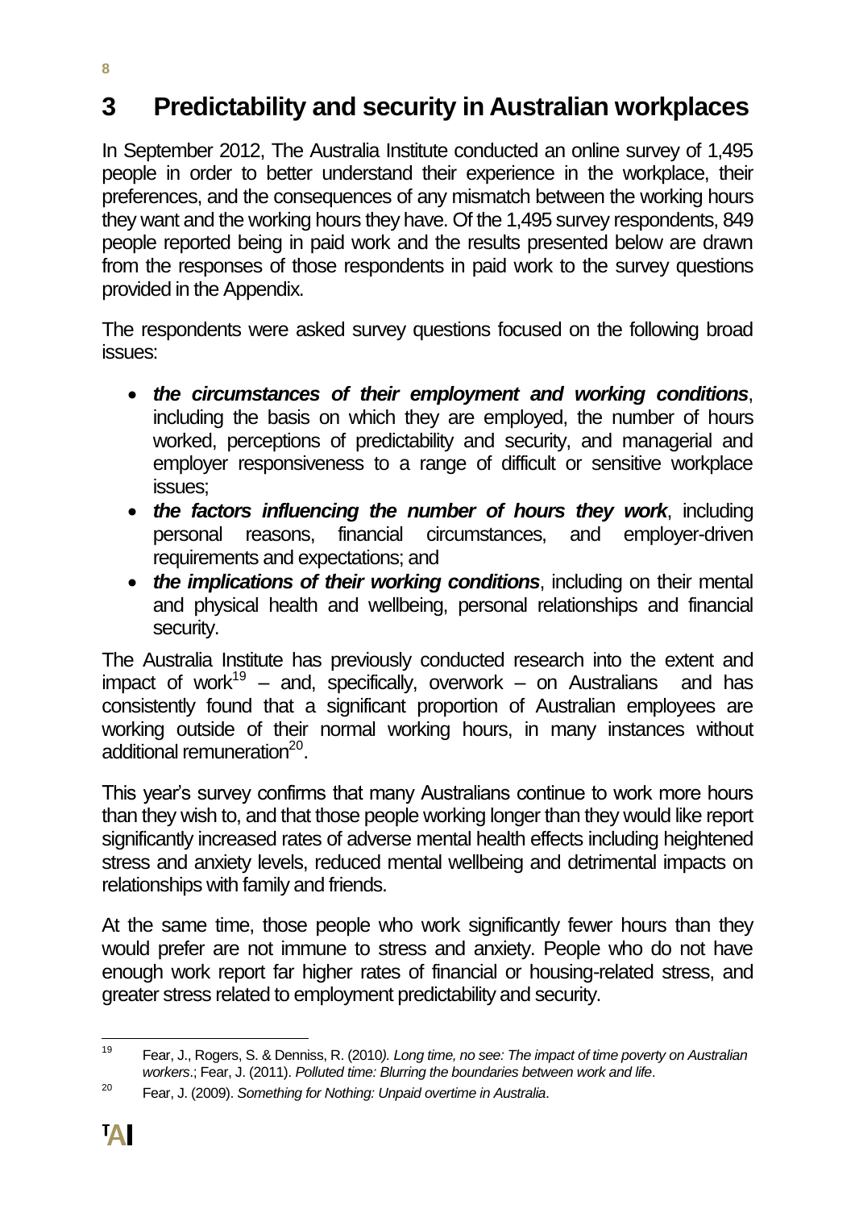# 3 Predictability and security in Australian workplaces

In September 2012, The Australia Institute conducted an online survey of 1,495 people in order to better understand their experience in the workplace, their preferences, and the consequences of any mismatch between the working hours they want and the working hours they have. Of the 1,495 survey respondents, 849 people reported being in paid work and the results presented below are drawn from the responses of those respondents in paid work to the survey questions provided in the Appendix.

The respondents were asked survey questions focused on the following broad issues:

- ***the circumstances of their employment and working conditions***, including the basis on which they are employed, the number of hours worked, perceptions of predictability and security, and managerial and employer responsiveness to a range of difficult or sensitive workplace issues;
- ***the factors influencing the number of hours they work***, including personal reasons, financial circumstances, and employer-driven requirements and expectations; and
- ***the implications of their working conditions***, including on their mental and physical health and wellbeing, personal relationships and financial security.

The Australia Institute has previously conducted research into the extent and impact of work[19] – and, specifically, overwork – on Australians and has consistently found that a significant proportion of Australian employees are working outside of their normal working hours, in many instances without additional remuneration[20].

This year's survey confirms that many Australians continue to work more hours than they wish to, and that those people working longer than they would like report significantly increased rates of adverse mental health effects including heightened stress and anxiety levels, reduced mental wellbeing and detrimental impacts on relationships with family and friends.

At the same time, those people who work significantly fewer hours than they would prefer are not immune to stress and anxiety. People who do not have enough work report far higher rates of financial or housing-related stress, and greater stress related to employment predictability and security.

---

[19] Fear, J., Rogers, S. & Denniss, R. (2010*). Long time, no see: The impact of time poverty on Australian workers*.; Fear, J. (2011). *Polluted time: Blurring the boundaries between work and life*.

[20] Fear, J. (2009). *Something for Nothing: Unpaid overtime in Australia*.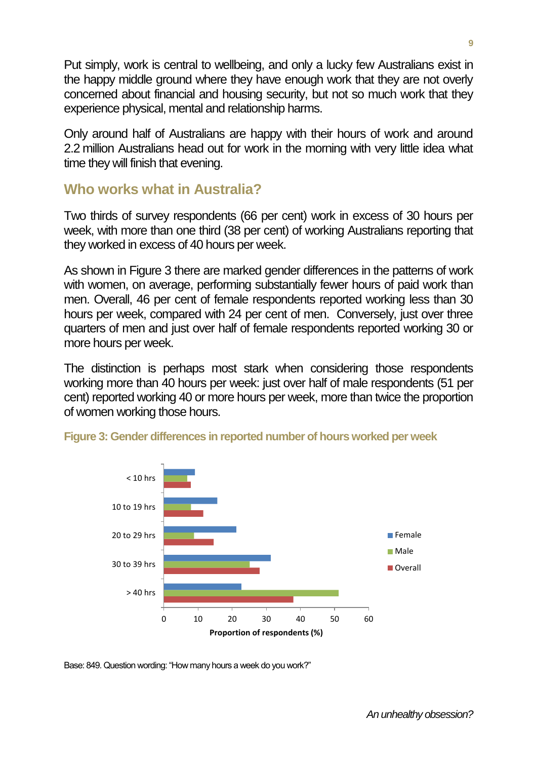Put simply, work is central to wellbeing, and only a lucky few Australians exist in the happy middle ground where they have enough work that they are not overly concerned about financial and housing security, but not so much work that they experience physical, mental and relationship harms.

Only around half of Australians are happy with their hours of work and around 2.2 million Australians head out for work in the morning with very little idea what time they will finish that evening.

## Who works what in Australia?

Two thirds of survey respondents (66 per cent) work in excess of 30 hours per week, with more than one third (38 per cent) of working Australians reporting that they worked in excess of 40 hours per week.

As shown in Figure 3 there are marked gender differences in the patterns of work with women, on average, performing substantially fewer hours of paid work than men. Overall, 46 per cent of female respondents reported working less than 30 hours per week, compared with 24 per cent of men. Conversely, just over three quarters of men and just over half of female respondents reported working 30 or more hours per week.

The distinction is perhaps most stark when considering those respondents working more than 40 hours per week: just over half of male respondents (51 per cent) reported working 40 or more hours per week, more than twice the proportion of women working those hours.

**Figure 3: Gender differences in reported number of hours worked per week**

Base: 849. Question wording: "How many hours a week do you work?"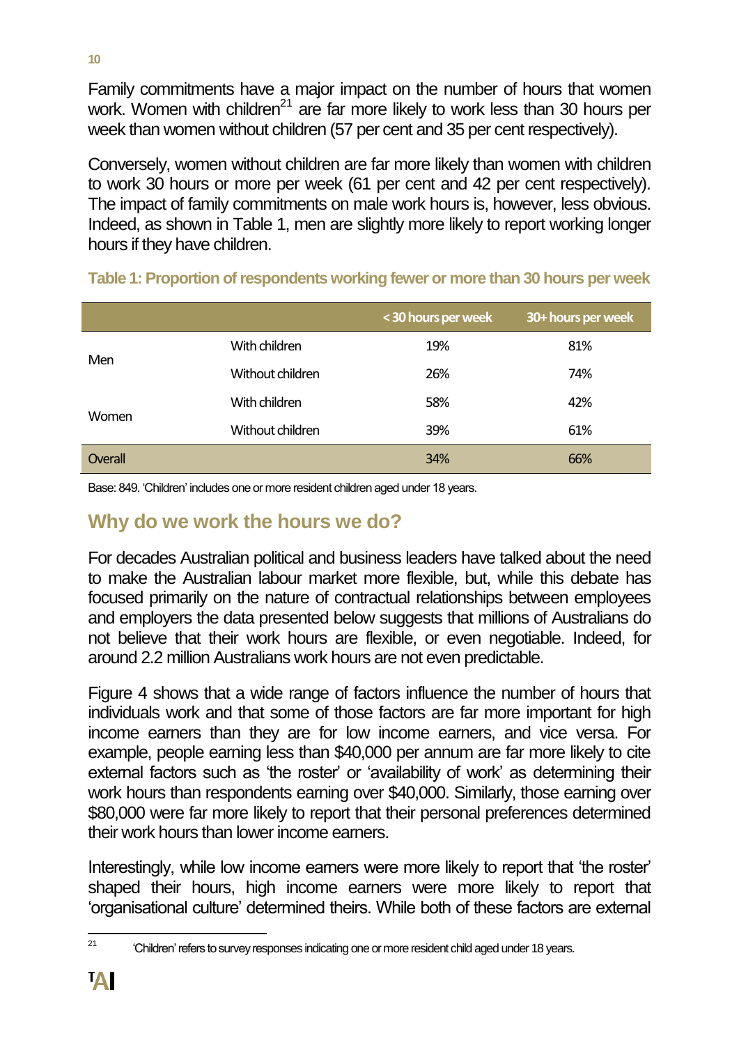Family commitments have a major impact on the number of hours that women work. Women with children[21] are far more likely to work less than 30 hours per week than women without children (57 per cent and 35 per cent respectively).

Conversely, women without children are far more likely than women with children to work 30 hours or more per week (61 per cent and 42 per cent respectively). The impact of family commitments on male work hours is, however, less obvious. Indeed, as shown in Table 1, men are slightly more likely to report working longer hours if they have children.

**Table 1: Proportion of respondents working fewer or more than 30 hours per week**

| | | < 30 hours per week | 30+ hours per week |
|---|---|---|---|
| Men | With children | 19% | 81% |
| | Without children | 26% | 74% |
| Women | With children | 58% | 42% |
| | Without children | 39% | 61% |
| Overall | | 34% | 66% |

Base: 849. 'Children' includes one or more resident children aged under 18 years.

## Why do we work the hours we do?

For decades Australian political and business leaders have talked about the need to make the Australian labour market more flexible, but, while this debate has focused primarily on the nature of contractual relationships between employees and employers the data presented below suggests that millions of Australians do not believe that their work hours are flexible, or even negotiable. Indeed, for around 2.2 million Australians work hours are not even predictable.

Figure 4 shows that a wide range of factors influence the number of hours that individuals work and that some of those factors are far more important for high income earners than they are for low income earners, and vice versa. For example, people earning less than $40,000 per annum are far more likely to cite external factors such as 'the roster' or 'availability of work' as determining their work hours than respondents earning over $40,000. Similarly, those earning over $80,000 were far more likely to report that their personal preferences determined their work hours than lower income earners.

Interestingly, while low income earners were more likely to report that 'the roster' shaped their hours, high income earners were more likely to report that 'organisational culture' determined theirs. While both of these factors are external

[21] 'Children' refers to survey responses indicating one or more resident child aged under 18 years.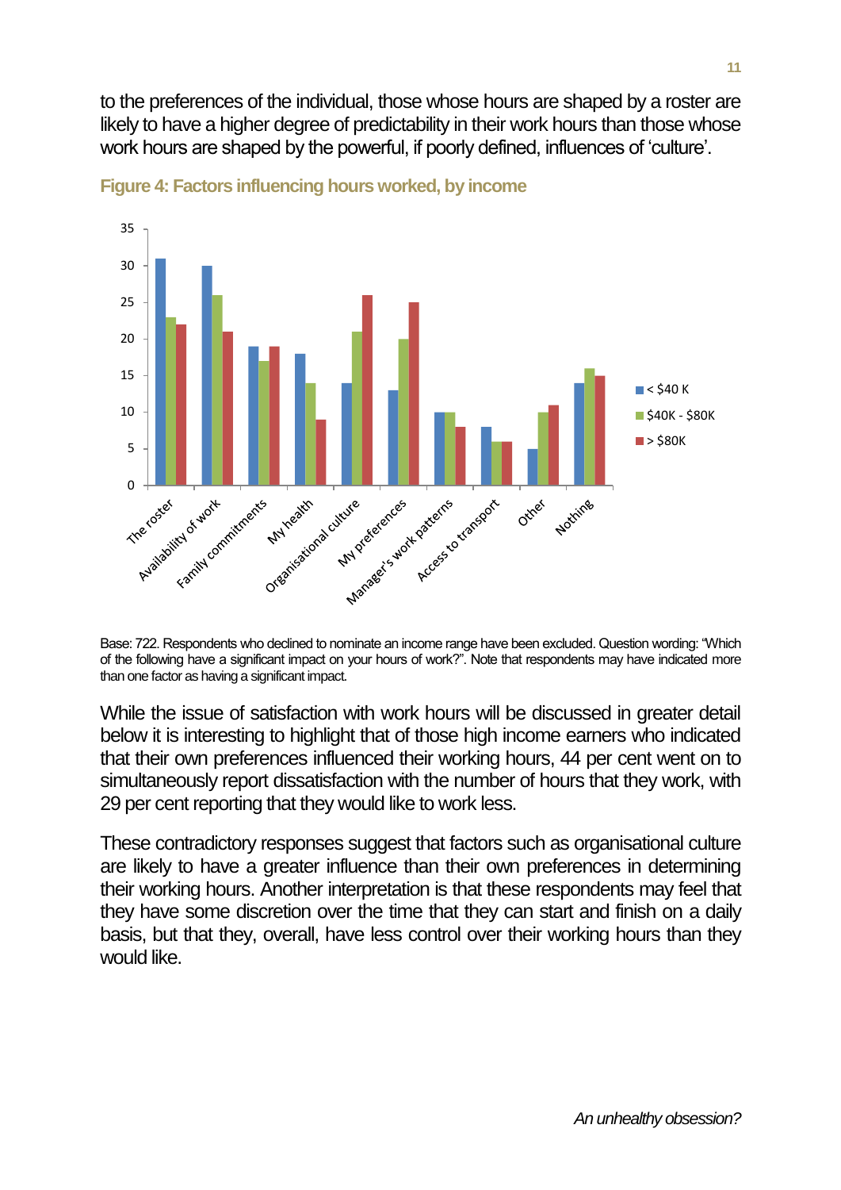to the preferences of the individual, those whose hours are shaped by a roster are likely to have a higher degree of predictability in their work hours than those whose work hours are shaped by the powerful, if poorly defined, influences of 'culture'.

**Figure 4: Factors influencing hours worked, by income**

Base: 722. Respondents who declined to nominate an income range have been excluded. Question wording: "Which of the following have a significant impact on your hours of work?". Note that respondents may have indicated more than one factor as having a significant impact.

While the issue of satisfaction with work hours will be discussed in greater detail below it is interesting to highlight that of those high income earners who indicated that their own preferences influenced their working hours, 44 per cent went on to simultaneously report dissatisfaction with the number of hours that they work, with 29 per cent reporting that they would like to work less.

These contradictory responses suggest that factors such as organisational culture are likely to have a greater influence than their own preferences in determining their working hours. Another interpretation is that these respondents may feel that they have some discretion over the time that they can start and finish on a daily basis, but that they, overall, have less control over their working hours than they would like.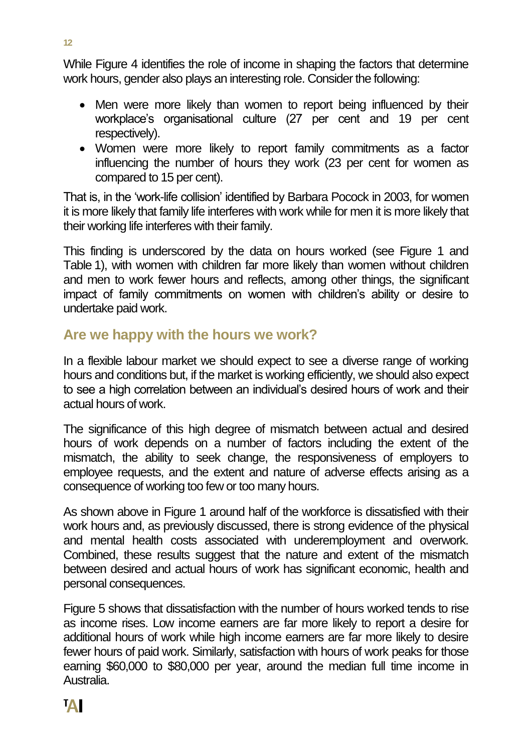While Figure 4 identifies the role of income in shaping the factors that determine work hours, gender also plays an interesting role. Consider the following:

- Men were more likely than women to report being influenced by their workplace's organisational culture (27 per cent and 19 per cent respectively).
- Women were more likely to report family commitments as a factor influencing the number of hours they work (23 per cent for women as compared to 15 per cent).

That is, in the 'work-life collision' identified by Barbara Pocock in 2003, for women it is more likely that family life interferes with work while for men it is more likely that their working life interferes with their family.

This finding is underscored by the data on hours worked (see Figure 1 and Table 1), with women with children far more likely than women without children and men to work fewer hours and reflects, among other things, the significant impact of family commitments on women with children's ability or desire to undertake paid work.

## Are we happy with the hours we work?

In a flexible labour market we should expect to see a diverse range of working hours and conditions but, if the market is working efficiently, we should also expect to see a high correlation between an individual's desired hours of work and their actual hours of work.

The significance of this high degree of mismatch between actual and desired hours of work depends on a number of factors including the extent of the mismatch, the ability to seek change, the responsiveness of employers to employee requests, and the extent and nature of adverse effects arising as a consequence of working too few or too many hours.

As shown above in Figure 1 around half of the workforce is dissatisfied with their work hours and, as previously discussed, there is strong evidence of the physical and mental health costs associated with underemployment and overwork. Combined, these results suggest that the nature and extent of the mismatch between desired and actual hours of work has significant economic, health and personal consequences.

Figure 5 shows that dissatisfaction with the number of hours worked tends to rise as income rises. Low income earners are far more likely to report a desire for additional hours of work while high income earners are far more likely to desire fewer hours of paid work. Similarly, satisfaction with hours of work peaks for those earning $60,000 to $80,000 per year, around the median full time income in Australia.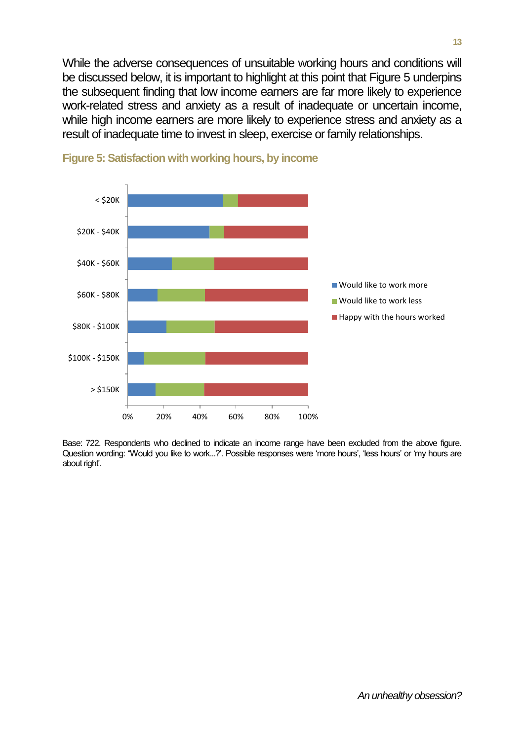While the adverse consequences of unsuitable working hours and conditions will be discussed below, it is important to highlight at this point that Figure 5 underpins the subsequent finding that low income earners are far more likely to experience work-related stress and anxiety as a result of inadequate or uncertain income, while high income earners are more likely to experience stress and anxiety as a result of inadequate time to invest in sleep, exercise or family relationships.

**Figure 5: Satisfaction with working hours, by income**

Base: 722. Respondents who declined to indicate an income range have been excluded from the above figure. Question wording: "Would you like to work...?'. Possible responses were 'more hours', 'less hours' or 'my hours are about right'.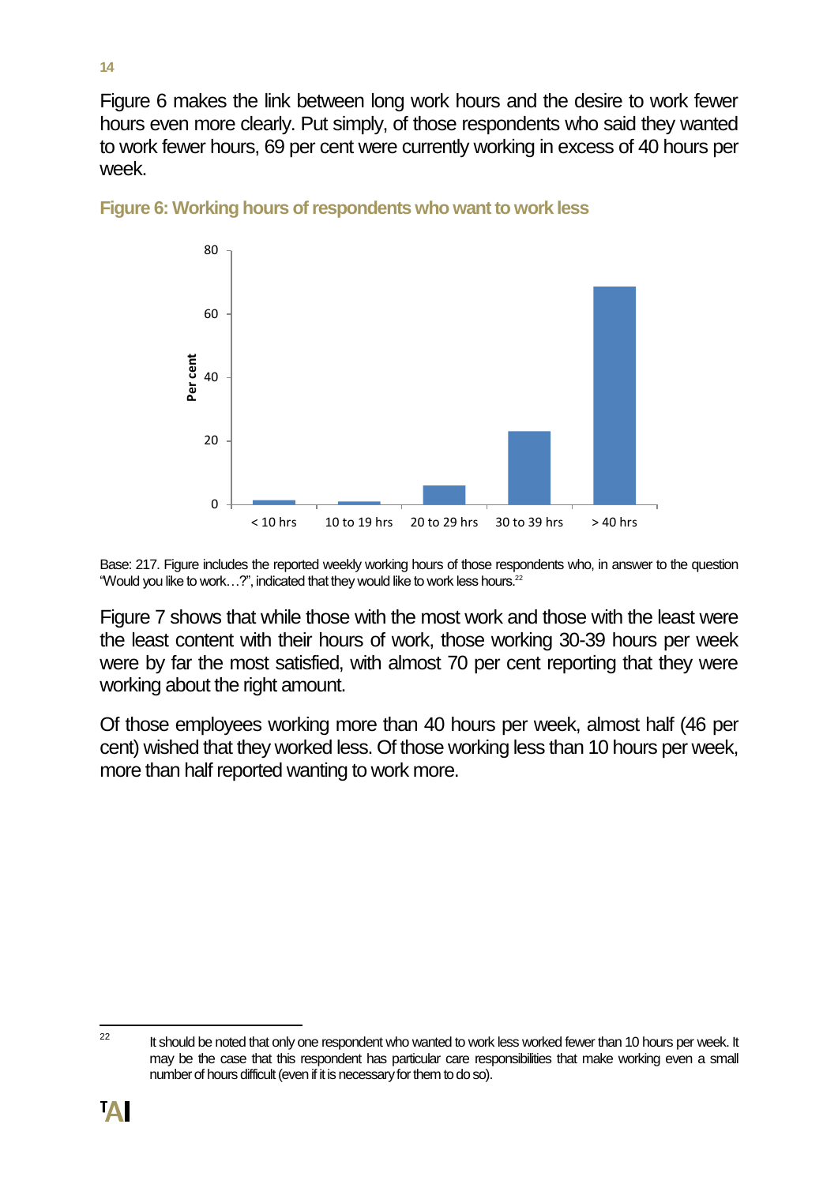Figure 6 makes the link between long work hours and the desire to work fewer hours even more clearly. Put simply, of those respondents who said they wanted to work fewer hours, 69 per cent were currently working in excess of 40 hours per week.

**Figure 6: Working hours of respondents who want to work less**

Base: 217. Figure includes the reported weekly working hours of those respondents who, in answer to the question "Would you like to work…?", indicated that they would like to work less hours.[22]

Figure 7 shows that while those with the most work and those with the least were the least content with their hours of work, those working 30-39 hours per week were by far the most satisfied, with almost 70 per cent reporting that they were working about the right amount.

Of those employees working more than 40 hours per week, almost half (46 per cent) wished that they worked less. Of those working less than 10 hours per week, more than half reported wanting to work more.

[22] It should be noted that only one respondent who wanted to work less worked fewer than 10 hours per week. It may be the case that this respondent has particular care responsibilities that make working even a small number of hours difficult (even if it is necessary for them to do so).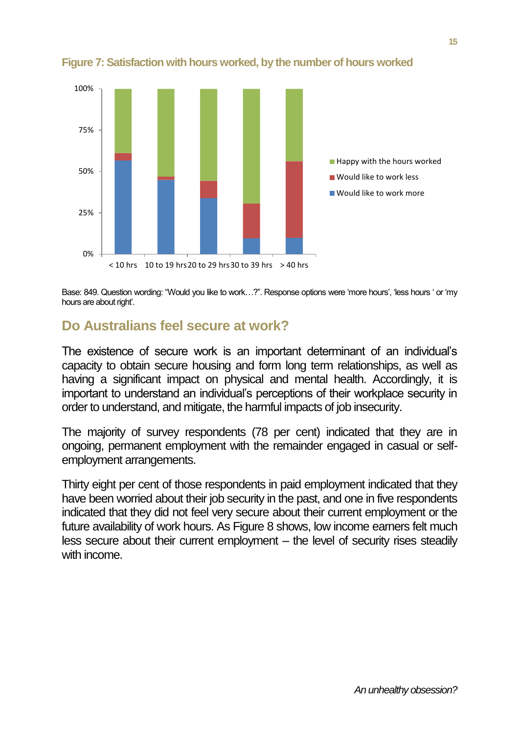**Figure 7: Satisfaction with hours worked, by the number of hours worked**

Base: 849. Question wording: "Would you like to work…?". Response options were 'more hours', 'less hours ' or 'my hours are about right'.

## Do Australians feel secure at work?

The existence of secure work is an important determinant of an individual's capacity to obtain secure housing and form long term relationships, as well as having a significant impact on physical and mental health. Accordingly, it is important to understand an individual's perceptions of their workplace security in order to understand, and mitigate, the harmful impacts of job insecurity.

The majority of survey respondents (78 per cent) indicated that they are in ongoing, permanent employment with the remainder engaged in casual or self-employment arrangements.

Thirty eight per cent of those respondents in paid employment indicated that they have been worried about their job security in the past, and one in five respondents indicated that they did not feel very secure about their current employment or the future availability of work hours. As Figure 8 shows, low income earners felt much less secure about their current employment – the level of security rises steadily with income.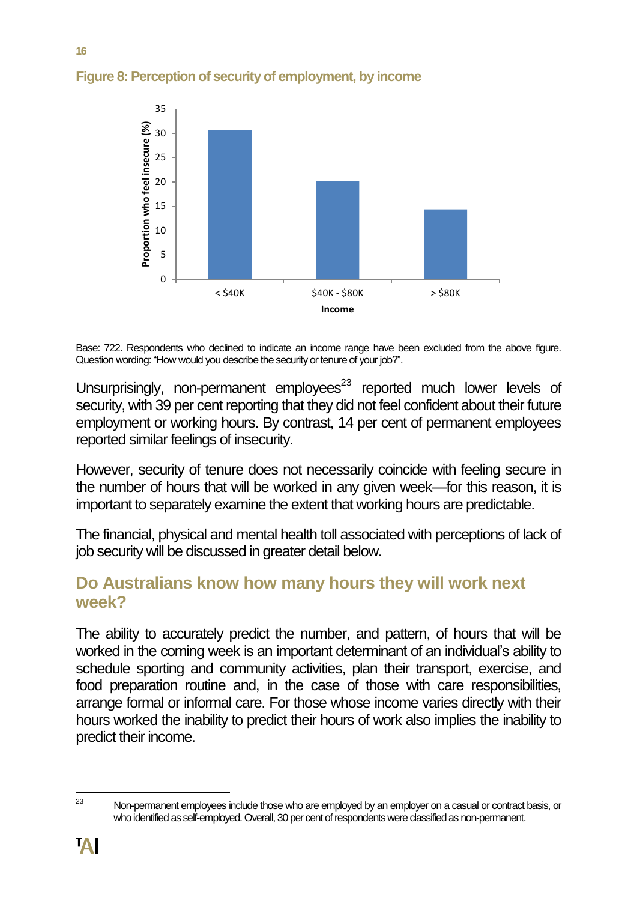**Figure 8: Perception of security of employment, by income**

Base: 722. Respondents who declined to indicate an income range have been excluded from the above figure. Question wording: "How would you describe the security or tenure of your job?".

Unsurprisingly, non-permanent employees[23] reported much lower levels of security, with 39 per cent reporting that they did not feel confident about their future employment or working hours. By contrast, 14 per cent of permanent employees reported similar feelings of insecurity.

However, security of tenure does not necessarily coincide with feeling secure in the number of hours that will be worked in any given week—for this reason, it is important to separately examine the extent that working hours are predictable.

The financial, physical and mental health toll associated with perceptions of lack of job security will be discussed in greater detail below.

## Do Australians know how many hours they will work next week?

The ability to accurately predict the number, and pattern, of hours that will be worked in the coming week is an important determinant of an individual's ability to schedule sporting and community activities, plan their transport, exercise, and food preparation routine and, in the case of those with care responsibilities, arrange formal or informal care. For those whose income varies directly with their hours worked the inability to predict their hours of work also implies the inability to predict their income.

[23] Non-permanent employees include those who are employed by an employer on a casual or contract basis, or who identified as self-employed. Overall, 30 per cent of respondents were classified as non-permanent.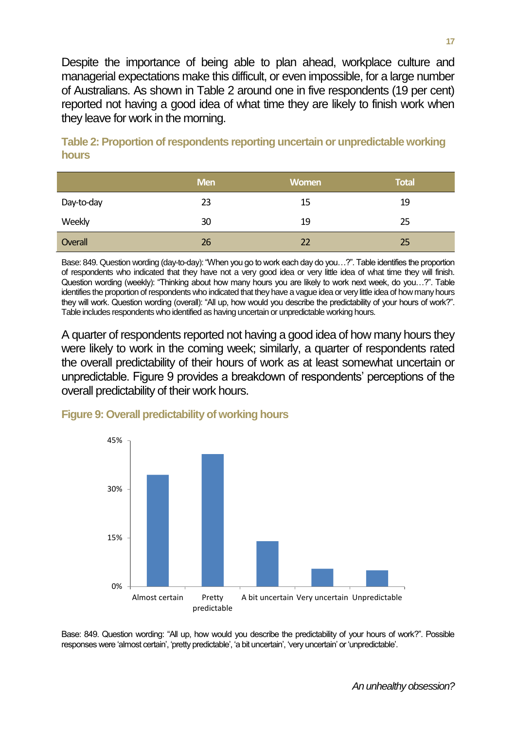Despite the importance of being able to plan ahead, workplace culture and managerial expectations make this difficult, or even impossible, for a large number of Australians. As shown in Table 2 around one in five respondents (19 per cent) reported not having a good idea of what time they are likely to finish work when they leave for work in the morning.

### Table 2: Proportion of respondents reporting uncertain or unpredictable working hours

| | Men | Women | Total |
|---|---|---|---|
| Day-to-day | 23 | 15 | 19 |
| Weekly | 30 | 19 | 25 |
| Overall | 26 | 22 | 25 |

Base: 849. Question wording (day-to-day): "When you go to work each day do you…?". Table identifies the proportion of respondents who indicated that they have not a very good idea or very little idea of what time they will finish. Question wording (weekly): "Thinking about how many hours you are likely to work next week, do you…?". Table identifies the proportion of respondents who indicated that they have a vague idea or very little idea of how many hours they will work. Question wording (overall): "All up, how would you describe the predictability of your hours of work?". Table includes respondents who identified as having uncertain or unpredictable working hours.

A quarter of respondents reported not having a good idea of how many hours they were likely to work in the coming week; similarly, a quarter of respondents rated the overall predictability of their hours of work as at least somewhat uncertain or unpredictable. Figure 9 provides a breakdown of respondents' perceptions of the overall predictability of their work hours.

### Figure 9: Overall predictability of working hours

Base: 849. Question wording: "All up, how would you describe the predictability of your hours of work?". Possible responses were 'almost certain', 'pretty predictable', 'a bit uncertain', 'very uncertain' or 'unpredictable'.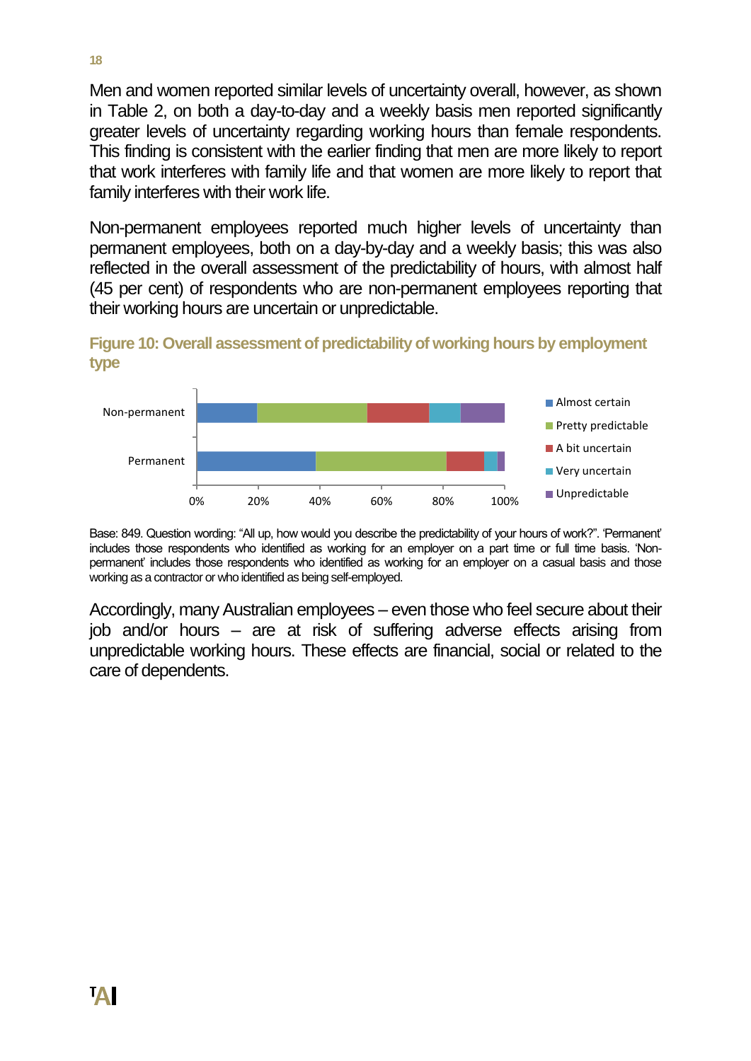Men and women reported similar levels of uncertainty overall, however, as shown in Table 2, on both a day-to-day and a weekly basis men reported significantly greater levels of uncertainty regarding working hours than female respondents. This finding is consistent with the earlier finding that men are more likely to report that work interferes with family life and that women are more likely to report that family interferes with their work life.

Non-permanent employees reported much higher levels of uncertainty than permanent employees, both on a day-by-day and a weekly basis; this was also reflected in the overall assessment of the predictability of hours, with almost half (45 per cent) of respondents who are non-permanent employees reporting that their working hours are uncertain or unpredictable.

### Figure 10: Overall assessment of predictability of working hours by employment type

Base: 849. Question wording: "All up, how would you describe the predictability of your hours of work?". 'Permanent' includes those respondents who identified as working for an employer on a part time or full time basis. 'Non-permanent' includes those respondents who identified as working for an employer on a casual basis and those working as a contractor or who identified as being self-employed.

Accordingly, many Australian employees – even those who feel secure about their job and/or hours – are at risk of suffering adverse effects arising from unpredictable working hours. These effects are financial, social or related to the care of dependents.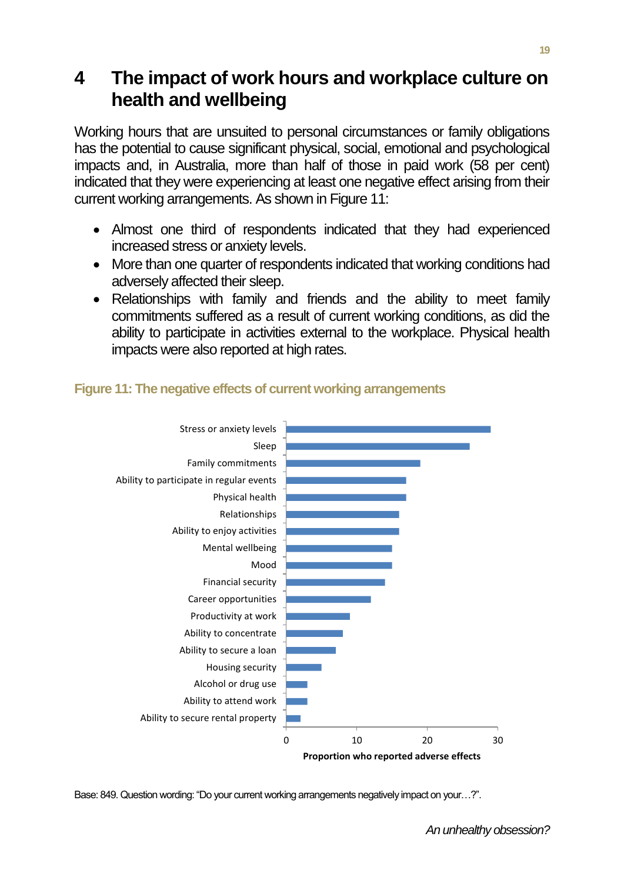# 4 The impact of work hours and workplace culture on health and wellbeing

Working hours that are unsuited to personal circumstances or family obligations has the potential to cause significant physical, social, emotional and psychological impacts and, in Australia, more than half of those in paid work (58 per cent) indicated that they were experiencing at least one negative effect arising from their current working arrangements. As shown in Figure 11:

- Almost one third of respondents indicated that they had experienced increased stress or anxiety levels.
- More than one quarter of respondents indicated that working conditions had adversely affected their sleep.
- Relationships with family and friends and the ability to meet family commitments suffered as a result of current working conditions, as did the ability to participate in activities external to the workplace. Physical health impacts were also reported at high rates.

**Figure 11: The negative effects of current working arrangements**

Base: 849. Question wording: "Do your current working arrangements negatively impact on your…?".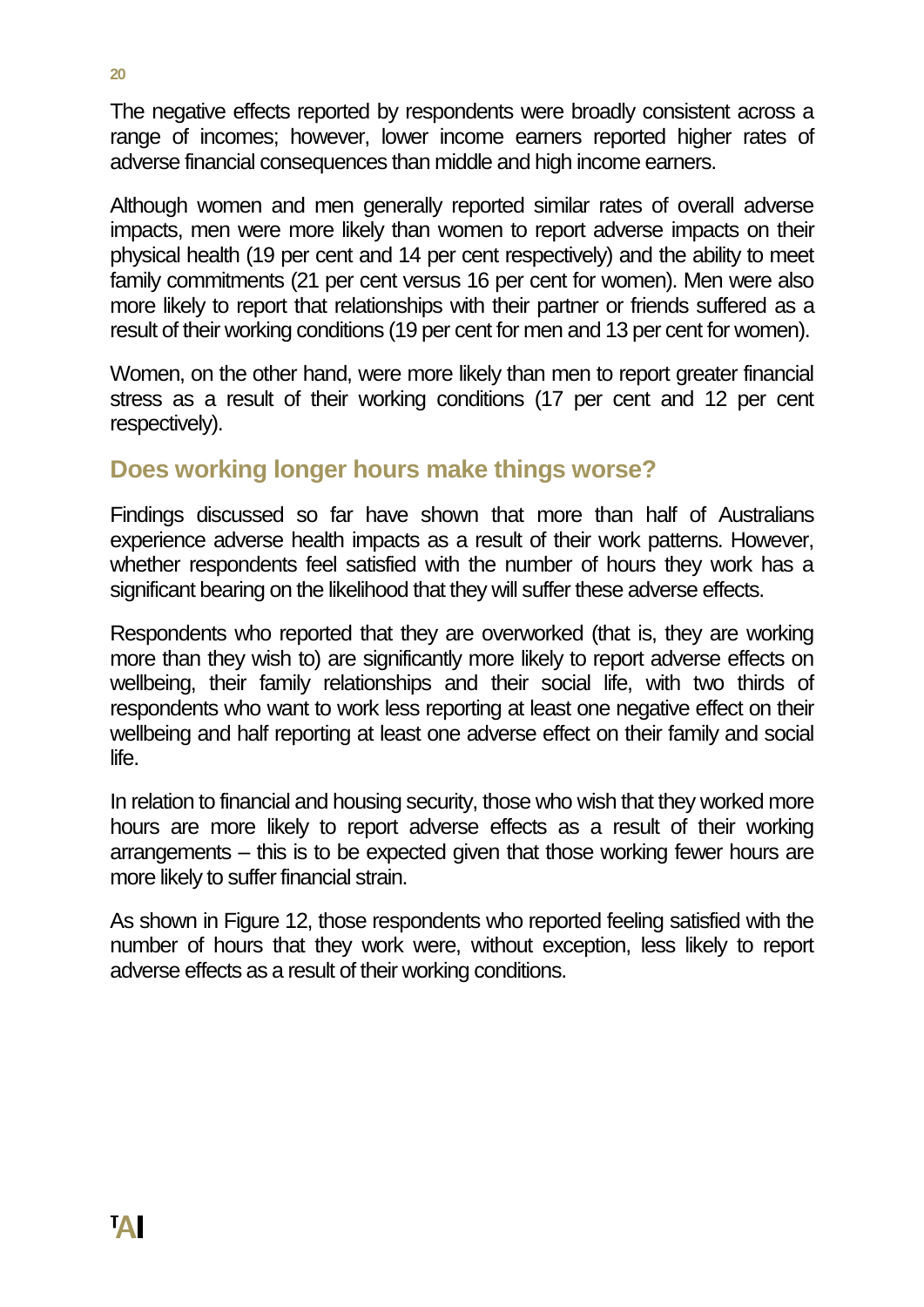The negative effects reported by respondents were broadly consistent across a range of incomes; however, lower income earners reported higher rates of adverse financial consequences than middle and high income earners.

Although women and men generally reported similar rates of overall adverse impacts, men were more likely than women to report adverse impacts on their physical health (19 per cent and 14 per cent respectively) and the ability to meet family commitments (21 per cent versus 16 per cent for women). Men were also more likely to report that relationships with their partner or friends suffered as a result of their working conditions (19 per cent for men and 13 per cent for women).

Women, on the other hand, were more likely than men to report greater financial stress as a result of their working conditions (17 per cent and 12 per cent respectively).

## Does working longer hours make things worse?

Findings discussed so far have shown that more than half of Australians experience adverse health impacts as a result of their work patterns. However, whether respondents feel satisfied with the number of hours they work has a significant bearing on the likelihood that they will suffer these adverse effects.

Respondents who reported that they are overworked (that is, they are working more than they wish to) are significantly more likely to report adverse effects on wellbeing, their family relationships and their social life, with two thirds of respondents who want to work less reporting at least one negative effect on their wellbeing and half reporting at least one adverse effect on their family and social life.

In relation to financial and housing security, those who wish that they worked more hours are more likely to report adverse effects as a result of their working arrangements – this is to be expected given that those working fewer hours are more likely to suffer financial strain.

As shown in Figure 12, those respondents who reported feeling satisfied with the number of hours that they work were, without exception, less likely to report adverse effects as a result of their working conditions.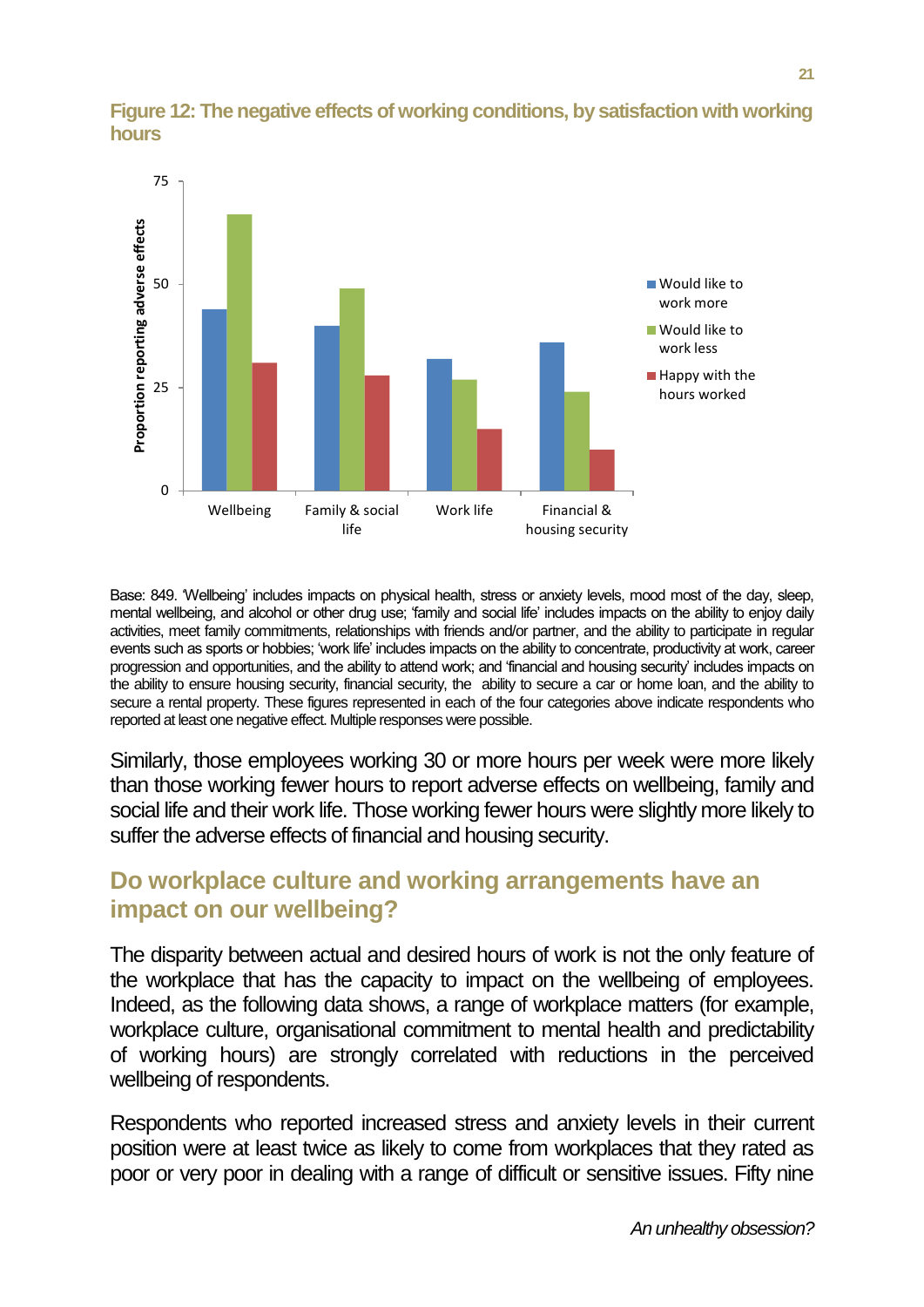**Figure 12: The negative effects of working conditions, by satisfaction with working hours**

Base: 849. 'Wellbeing' includes impacts on physical health, stress or anxiety levels, mood most of the day, sleep, mental wellbeing, and alcohol or other drug use; 'family and social life' includes impacts on the ability to enjoy daily activities, meet family commitments, relationships with friends and/or partner, and the ability to participate in regular events such as sports or hobbies; 'work life' includes impacts on the ability to concentrate, productivity at work, career progression and opportunities, and the ability to attend work; and 'financial and housing security' includes impacts on the ability to ensure housing security, financial security, the ability to secure a car or home loan, and the ability to secure a rental property. These figures represented in each of the four categories above indicate respondents who reported at least one negative effect. Multiple responses were possible.

Similarly, those employees working 30 or more hours per week were more likely than those working fewer hours to report adverse effects on wellbeing, family and social life and their work life. Those working fewer hours were slightly more likely to suffer the adverse effects of financial and housing security.

## Do workplace culture and working arrangements have an impact on our wellbeing?

The disparity between actual and desired hours of work is not the only feature of the workplace that has the capacity to impact on the wellbeing of employees. Indeed, as the following data shows, a range of workplace matters (for example, workplace culture, organisational commitment to mental health and predictability of working hours) are strongly correlated with reductions in the perceived wellbeing of respondents.

Respondents who reported increased stress and anxiety levels in their current position were at least twice as likely to come from workplaces that they rated as poor or very poor in dealing with a range of difficult or sensitive issues. Fifty nine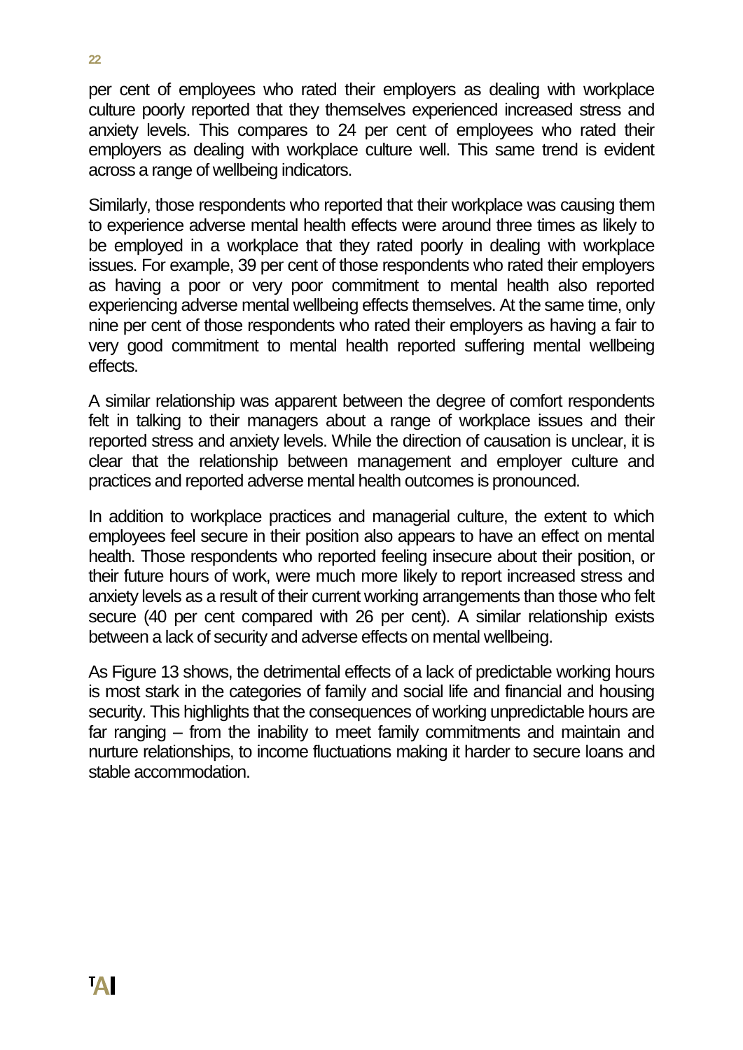per cent of employees who rated their employers as dealing with workplace culture poorly reported that they themselves experienced increased stress and anxiety levels. This compares to 24 per cent of employees who rated their employers as dealing with workplace culture well. This same trend is evident across a range of wellbeing indicators.

Similarly, those respondents who reported that their workplace was causing them to experience adverse mental health effects were around three times as likely to be employed in a workplace that they rated poorly in dealing with workplace issues. For example, 39 per cent of those respondents who rated their employers as having a poor or very poor commitment to mental health also reported experiencing adverse mental wellbeing effects themselves. At the same time, only nine per cent of those respondents who rated their employers as having a fair to very good commitment to mental health reported suffering mental wellbeing effects.

A similar relationship was apparent between the degree of comfort respondents felt in talking to their managers about a range of workplace issues and their reported stress and anxiety levels. While the direction of causation is unclear, it is clear that the relationship between management and employer culture and practices and reported adverse mental health outcomes is pronounced.

In addition to workplace practices and managerial culture, the extent to which employees feel secure in their position also appears to have an effect on mental health. Those respondents who reported feeling insecure about their position, or their future hours of work, were much more likely to report increased stress and anxiety levels as a result of their current working arrangements than those who felt secure (40 per cent compared with 26 per cent). A similar relationship exists between a lack of security and adverse effects on mental wellbeing.

As Figure 13 shows, the detrimental effects of a lack of predictable working hours is most stark in the categories of family and social life and financial and housing security. This highlights that the consequences of working unpredictable hours are far ranging – from the inability to meet family commitments and maintain and nurture relationships, to income fluctuations making it harder to secure loans and stable accommodation.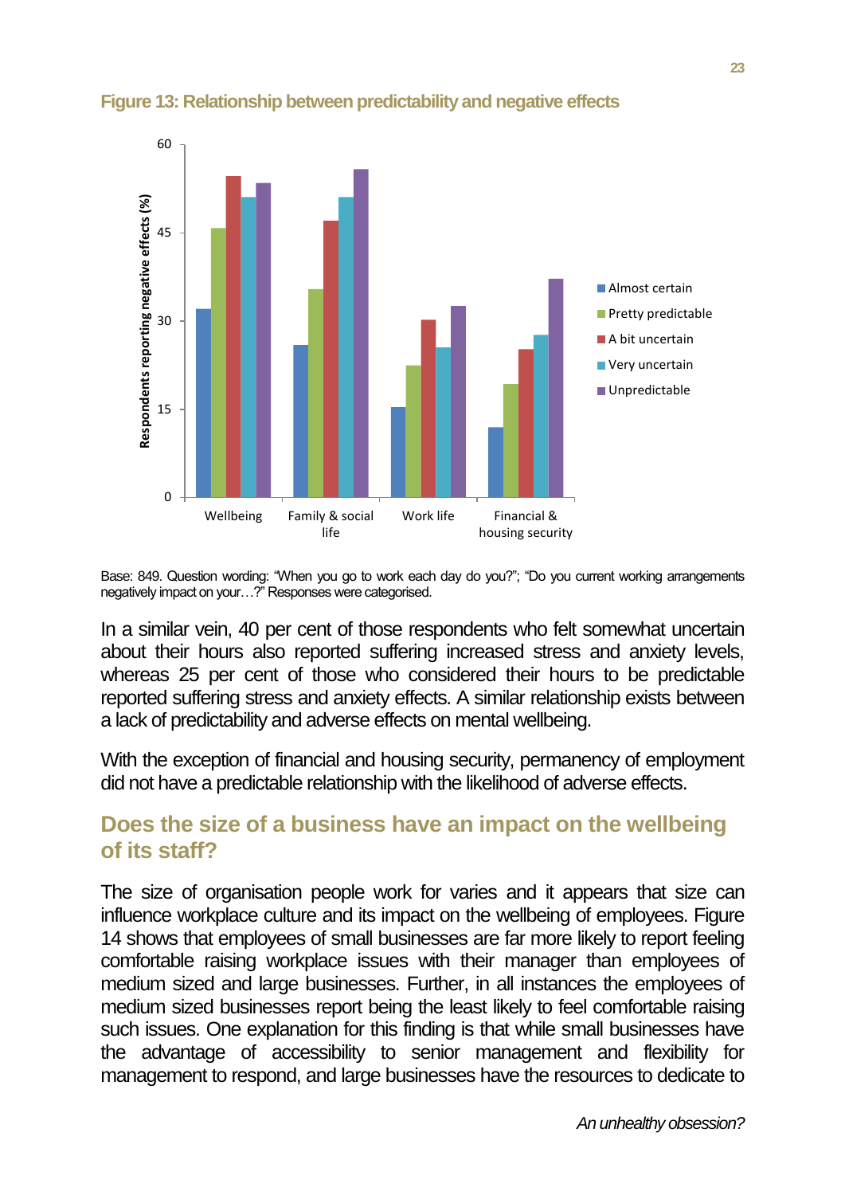**Figure 13: Relationship between predictability and negative effects**

Base: 849. Question wording: "When you go to work each day do you?"; "Do you current working arrangements negatively impact on your…?" Responses were categorised.

In a similar vein, 40 per cent of those respondents who felt somewhat uncertain about their hours also reported suffering increased stress and anxiety levels, whereas 25 per cent of those who considered their hours to be predictable reported suffering stress and anxiety effects. A similar relationship exists between a lack of predictability and adverse effects on mental wellbeing.

With the exception of financial and housing security, permanency of employment did not have a predictable relationship with the likelihood of adverse effects.

## Does the size of a business have an impact on the wellbeing of its staff?

The size of organisation people work for varies and it appears that size can influence workplace culture and its impact on the wellbeing of employees. Figure 14 shows that employees of small businesses are far more likely to report feeling comfortable raising workplace issues with their manager than employees of medium sized and large businesses. Further, in all instances the employees of medium sized businesses report being the least likely to feel comfortable raising such issues. One explanation for this finding is that while small businesses have the advantage of accessibility to senior management and flexibility for management to respond, and large businesses have the resources to dedicate to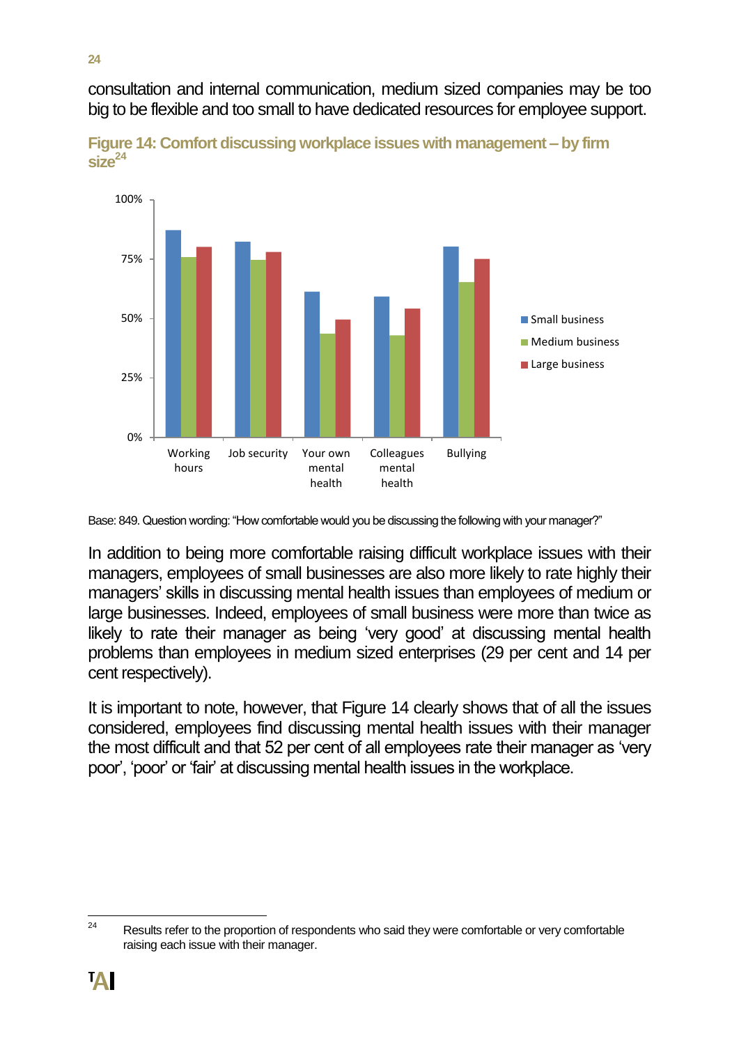consultation and internal communication, medium sized companies may be too big to be flexible and too small to have dedicated resources for employee support.

**Figure 14: Comfort discussing workplace issues with management – by firm size[24]**

Base: 849. Question wording: "How comfortable would you be discussing the following with your manager?"

In addition to being more comfortable raising difficult workplace issues with their managers, employees of small businesses are also more likely to rate highly their managers' skills in discussing mental health issues than employees of medium or large businesses. Indeed, employees of small business were more than twice as likely to rate their manager as being 'very good' at discussing mental health problems than employees in medium sized enterprises (29 per cent and 14 per cent respectively).

It is important to note, however, that Figure 14 clearly shows that of all the issues considered, employees find discussing mental health issues with their manager the most difficult and that 52 per cent of all employees rate their manager as 'very poor', 'poor' or 'fair' at discussing mental health issues in the workplace.

---

[24] Results refer to the proportion of respondents who said they were comfortable or very comfortable raising each issue with their manager.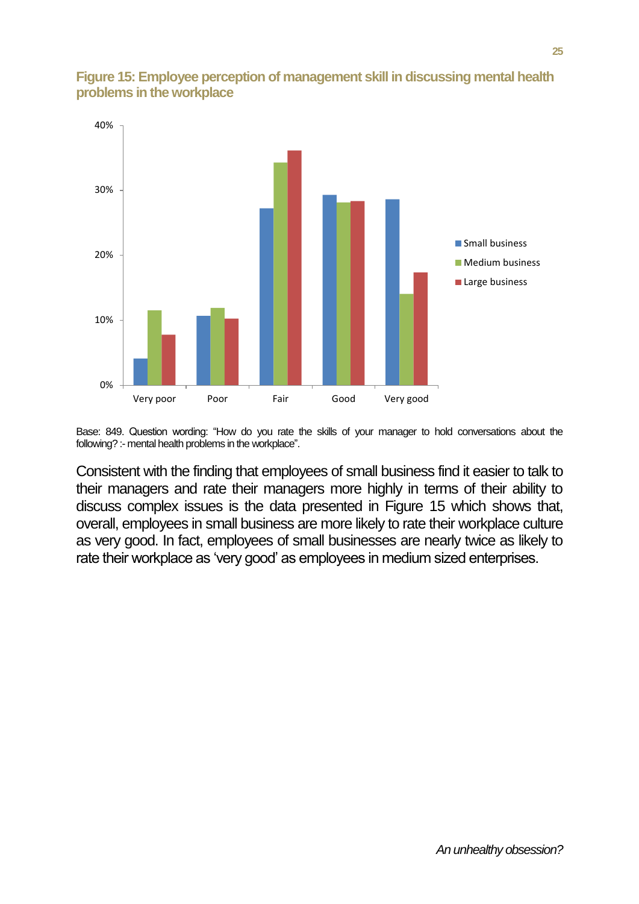## Figure 15: Employee perception of management skill in discussing mental health problems in the workplace

Base: 849. Question wording: "How do you rate the skills of your manager to hold conversations about the following? :- mental health problems in the workplace".

Consistent with the finding that employees of small business find it easier to talk to their managers and rate their managers more highly in terms of their ability to discuss complex issues is the data presented in Figure 15 which shows that, overall, employees in small business are more likely to rate their workplace culture as very good. In fact, employees of small businesses are nearly twice as likely to rate their workplace as 'very good' as employees in medium sized enterprises.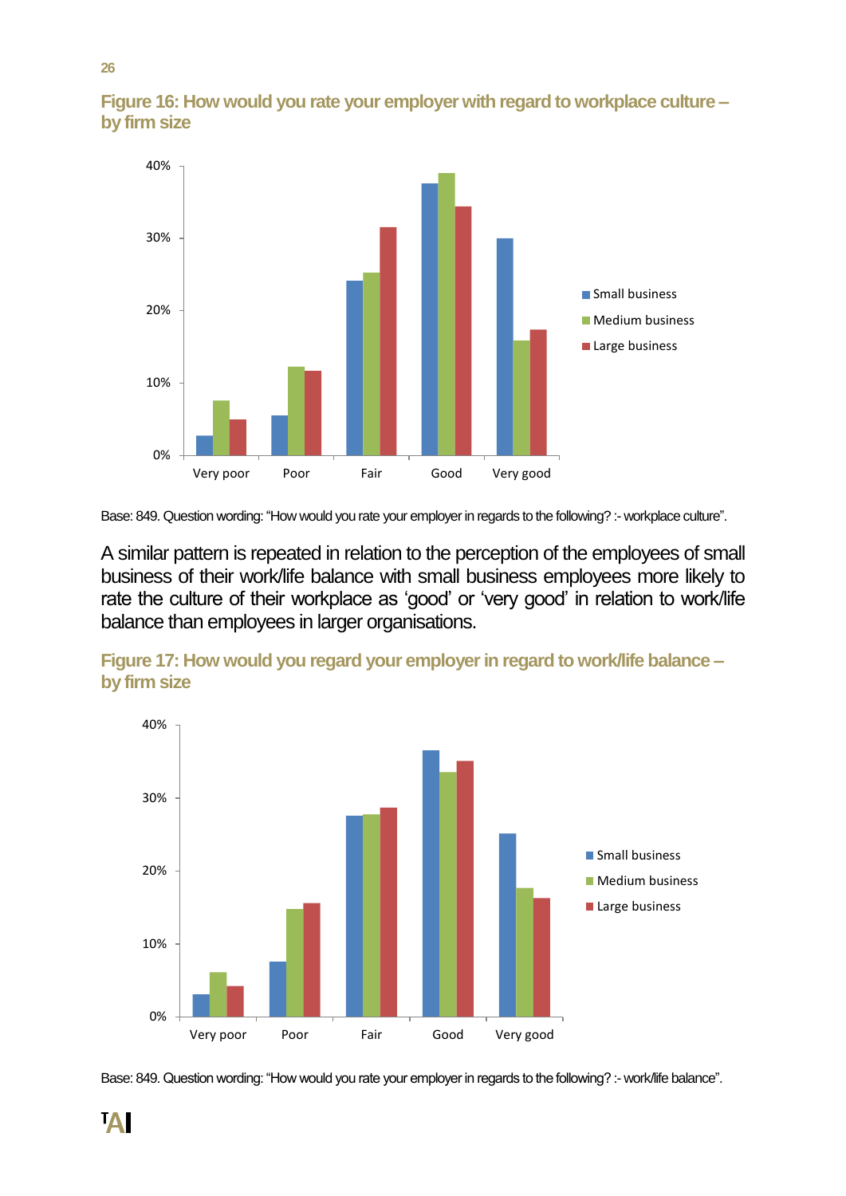**Figure 16: How would you rate your employer with regard to workplace culture – by firm size**

Base: 849. Question wording: "How would you rate your employer in regards to the following? :- workplace culture".

A similar pattern is repeated in relation to the perception of the employees of small business of their work/life balance with small business employees more likely to rate the culture of their workplace as 'good' or 'very good' in relation to work/life balance than employees in larger organisations.

**Figure 17: How would you regard your employer in regard to work/life balance – by firm size**

Base: 849. Question wording: "How would you rate your employer in regards to the following? :- work/life balance".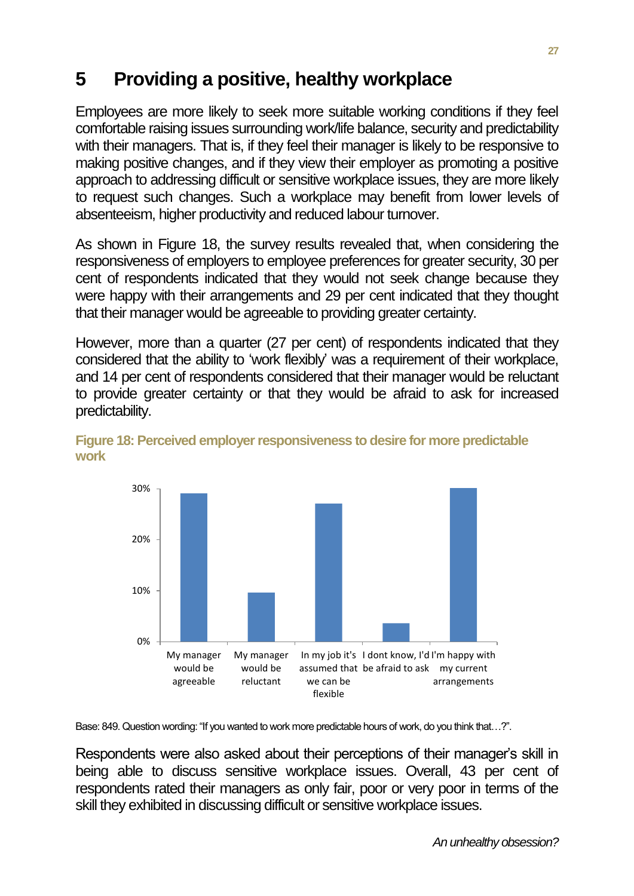# 5 Providing a positive, healthy workplace

Employees are more likely to seek more suitable working conditions if they feel comfortable raising issues surrounding work/life balance, security and predictability with their managers. That is, if they feel their manager is likely to be responsive to making positive changes, and if they view their employer as promoting a positive approach to addressing difficult or sensitive workplace issues, they are more likely to request such changes. Such a workplace may benefit from lower levels of absenteeism, higher productivity and reduced labour turnover.

As shown in Figure 18, the survey results revealed that, when considering the responsiveness of employers to employee preferences for greater security, 30 per cent of respondents indicated that they would not seek change because they were happy with their arrangements and 29 per cent indicated that they thought that their manager would be agreeable to providing greater certainty.

However, more than a quarter (27 per cent) of respondents indicated that they considered that the ability to 'work flexibly' was a requirement of their workplace, and 14 per cent of respondents considered that their manager would be reluctant to provide greater certainty or that they would be afraid to ask for increased predictability.

**Figure 18: Perceived employer responsiveness to desire for more predictable work**

Base: 849. Question wording: "If you wanted to work more predictable hours of work, do you think that…?".

Respondents were also asked about their perceptions of their manager's skill in being able to discuss sensitive workplace issues. Overall, 43 per cent of respondents rated their managers as only fair, poor or very poor in terms of the skill they exhibited in discussing difficult or sensitive workplace issues.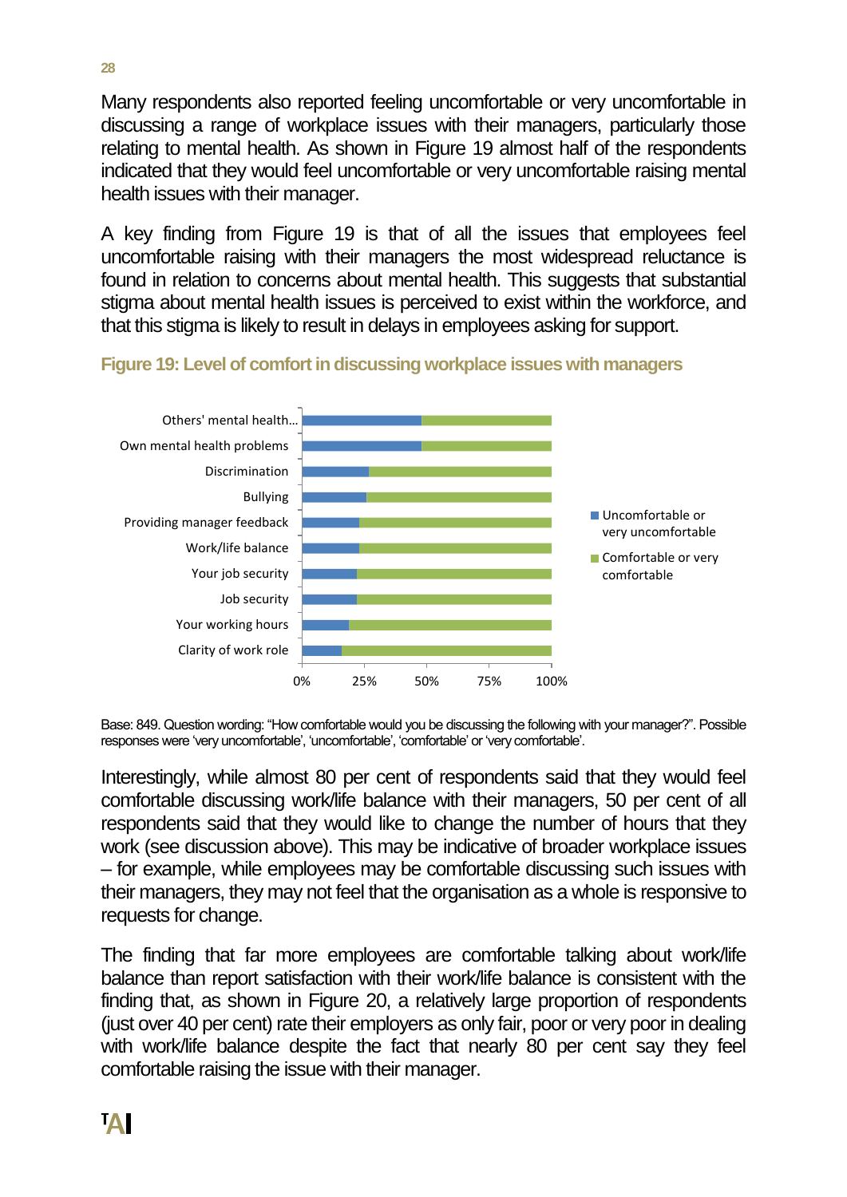Many respondents also reported feeling uncomfortable or very uncomfortable in discussing a range of workplace issues with their managers, particularly those relating to mental health. As shown in Figure 19 almost half of the respondents indicated that they would feel uncomfortable or very uncomfortable raising mental health issues with their manager.

A key finding from Figure 19 is that of all the issues that employees feel uncomfortable raising with their managers the most widespread reluctance is found in relation to concerns about mental health. This suggests that substantial stigma about mental health issues is perceived to exist within the workforce, and that this stigma is likely to result in delays in employees asking for support.

**Figure 19: Level of comfort in discussing workplace issues with managers**

Base: 849. Question wording: "How comfortable would you be discussing the following with your manager?". Possible responses were 'very uncomfortable', 'uncomfortable', 'comfortable' or 'very comfortable'.

Interestingly, while almost 80 per cent of respondents said that they would feel comfortable discussing work/life balance with their managers, 50 per cent of all respondents said that they would like to change the number of hours that they work (see discussion above). This may be indicative of broader workplace issues – for example, while employees may be comfortable discussing such issues with their managers, they may not feel that the organisation as a whole is responsive to requests for change.

The finding that far more employees are comfortable talking about work/life balance than report satisfaction with their work/life balance is consistent with the finding that, as shown in Figure 20, a relatively large proportion of respondents (just over 40 per cent) rate their employers as only fair, poor or very poor in dealing with work/life balance despite the fact that nearly 80 per cent say they feel comfortable raising the issue with their manager.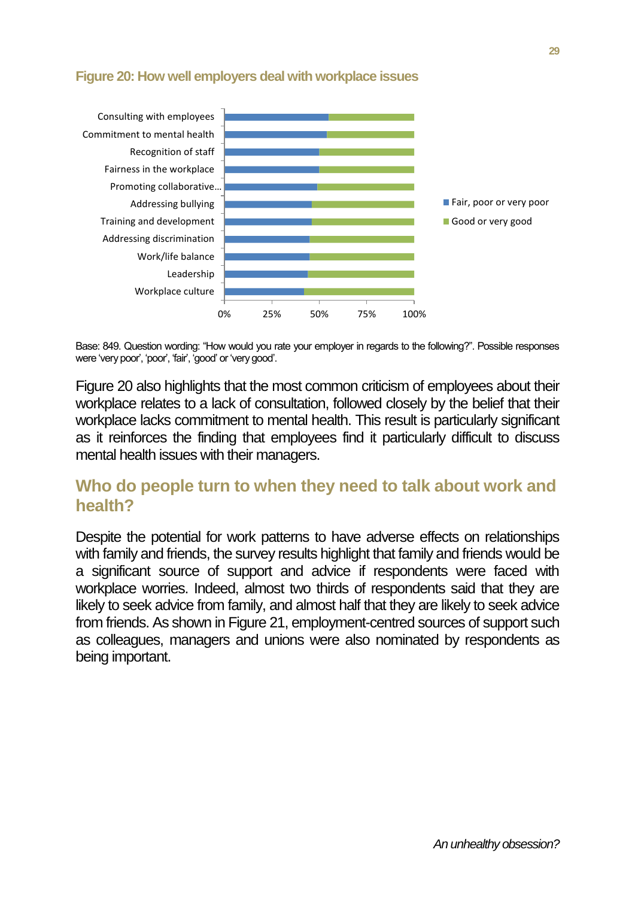### Figure 20: How well employers deal with workplace issues

Base: 849. Question wording: "How would you rate your employer in regards to the following?". Possible responses were 'very poor', 'poor', 'fair', 'good' or 'very good'.

Figure 20 also highlights that the most common criticism of employees about their workplace relates to a lack of consultation, followed closely by the belief that their workplace lacks commitment to mental health. This result is particularly significant as it reinforces the finding that employees find it particularly difficult to discuss mental health issues with their managers.

## Who do people turn to when they need to talk about work and health?

Despite the potential for work patterns to have adverse effects on relationships with family and friends, the survey results highlight that family and friends would be a significant source of support and advice if respondents were faced with workplace worries. Indeed, almost two thirds of respondents said that they are likely to seek advice from family, and almost half that they are likely to seek advice from friends. As shown in Figure 21, employment-centred sources of support such as colleagues, managers and unions were also nominated by respondents as being important.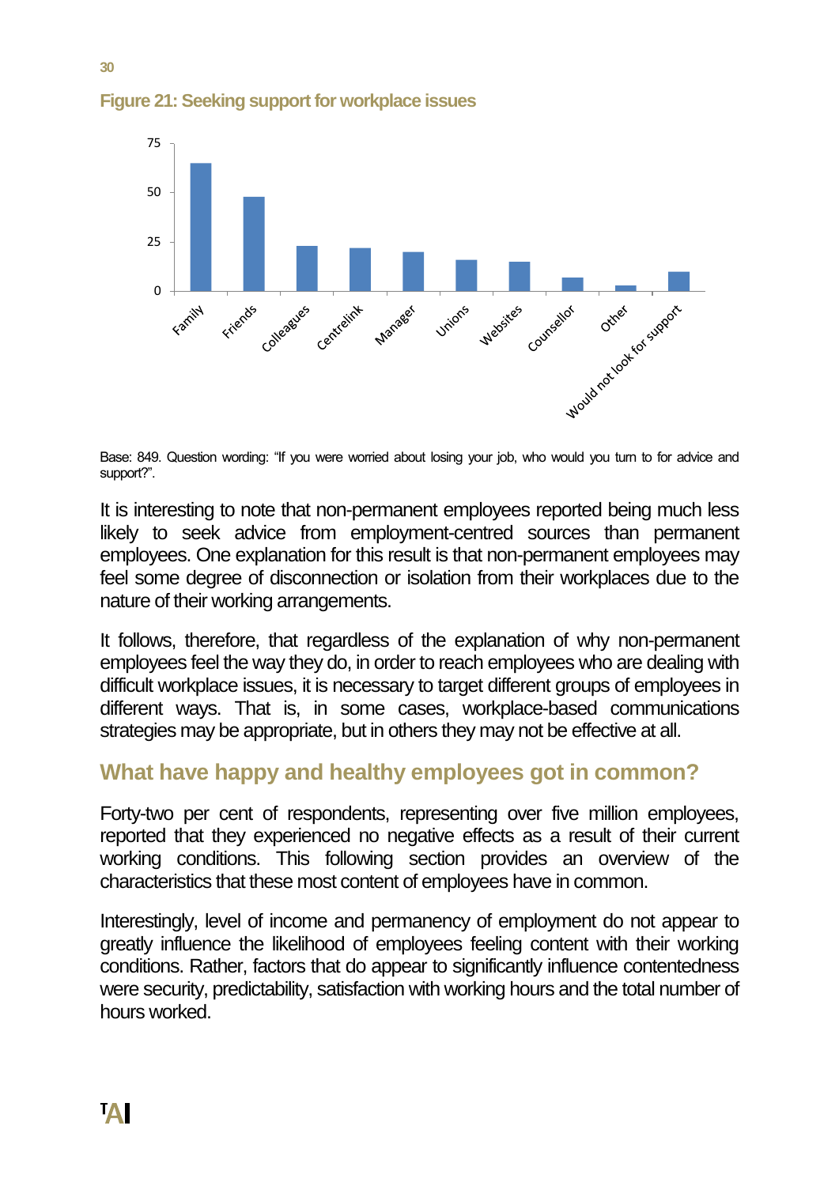**Figure 21: Seeking support for workplace issues**

Base: 849. Question wording: "If you were worried about losing your job, who would you turn to for advice and support?".

It is interesting to note that non-permanent employees reported being much less likely to seek advice from employment-centred sources than permanent employees. One explanation for this result is that non-permanent employees may feel some degree of disconnection or isolation from their workplaces due to the nature of their working arrangements.

It follows, therefore, that regardless of the explanation of why non-permanent employees feel the way they do, in order to reach employees who are dealing with difficult workplace issues, it is necessary to target different groups of employees in different ways. That is, in some cases, workplace-based communications strategies may be appropriate, but in others they may not be effective at all.

## What have happy and healthy employees got in common?

Forty-two per cent of respondents, representing over five million employees, reported that they experienced no negative effects as a result of their current working conditions. This following section provides an overview of the characteristics that these most content of employees have in common.

Interestingly, level of income and permanency of employment do not appear to greatly influence the likelihood of employees feeling content with their working conditions. Rather, factors that do appear to significantly influence contentedness were security, predictability, satisfaction with working hours and the total number of hours worked.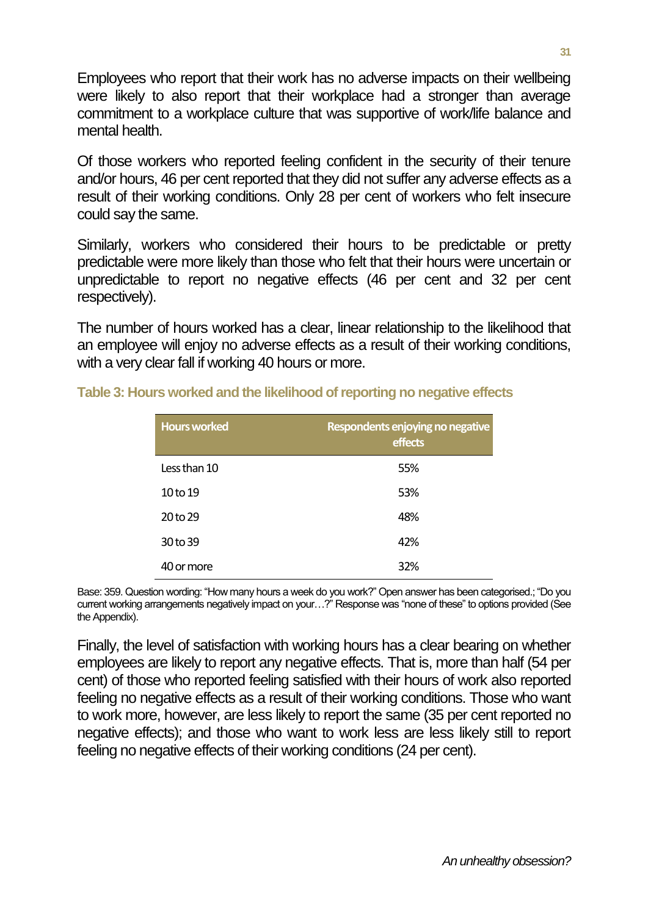Employees who report that their work has no adverse impacts on their wellbeing were likely to also report that their workplace had a stronger than average commitment to a workplace culture that was supportive of work/life balance and mental health.

Of those workers who reported feeling confident in the security of their tenure and/or hours, 46 per cent reported that they did not suffer any adverse effects as a result of their working conditions. Only 28 per cent of workers who felt insecure could say the same.

Similarly, workers who considered their hours to be predictable or pretty predictable were more likely than those who felt that their hours were uncertain or unpredictable to report no negative effects (46 per cent and 32 per cent respectively).

The number of hours worked has a clear, linear relationship to the likelihood that an employee will enjoy no adverse effects as a result of their working conditions, with a very clear fall if working 40 hours or more.

**Table 3: Hours worked and the likelihood of reporting no negative effects**

| Hours worked | Respondents enjoying no negative effects |
|---|---|
| Less than 10 | 55% |
| 10 to 19 | 53% |
| 20 to 29 | 48% |
| 30 to 39 | 42% |
| 40 or more | 32% |

Base: 359. Question wording: "How many hours a week do you work?" Open answer has been categorised.; "Do you current working arrangements negatively impact on your…?" Response was "none of these" to options provided (See the Appendix).

Finally, the level of satisfaction with working hours has a clear bearing on whether employees are likely to report any negative effects. That is, more than half (54 per cent) of those who reported feeling satisfied with their hours of work also reported feeling no negative effects as a result of their working conditions. Those who want to work more, however, are less likely to report the same (35 per cent reported no negative effects); and those who want to work less are less likely still to report feeling no negative effects of their working conditions (24 per cent).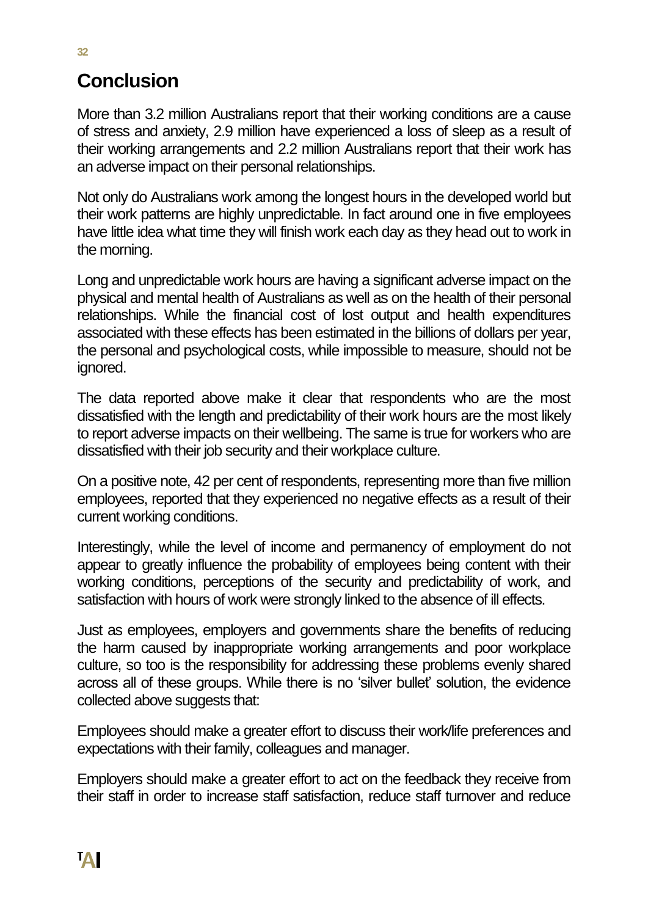## Conclusion

More than 3.2 million Australians report that their working conditions are a cause of stress and anxiety, 2.9 million have experienced a loss of sleep as a result of their working arrangements and 2.2 million Australians report that their work has an adverse impact on their personal relationships.

Not only do Australians work among the longest hours in the developed world but their work patterns are highly unpredictable. In fact around one in five employees have little idea what time they will finish work each day as they head out to work in the morning.

Long and unpredictable work hours are having a significant adverse impact on the physical and mental health of Australians as well as on the health of their personal relationships. While the financial cost of lost output and health expenditures associated with these effects has been estimated in the billions of dollars per year, the personal and psychological costs, while impossible to measure, should not be ignored.

The data reported above make it clear that respondents who are the most dissatisfied with the length and predictability of their work hours are the most likely to report adverse impacts on their wellbeing. The same is true for workers who are dissatisfied with their job security and their workplace culture.

On a positive note, 42 per cent of respondents, representing more than five million employees, reported that they experienced no negative effects as a result of their current working conditions.

Interestingly, while the level of income and permanency of employment do not appear to greatly influence the probability of employees being content with their working conditions, perceptions of the security and predictability of work, and satisfaction with hours of work were strongly linked to the absence of ill effects.

Just as employees, employers and governments share the benefits of reducing the harm caused by inappropriate working arrangements and poor workplace culture, so too is the responsibility for addressing these problems evenly shared across all of these groups. While there is no 'silver bullet' solution, the evidence collected above suggests that:

Employees should make a greater effort to discuss their work/life preferences and expectations with their family, colleagues and manager.

Employers should make a greater effort to act on the feedback they receive from their staff in order to increase staff satisfaction, reduce staff turnover and reduce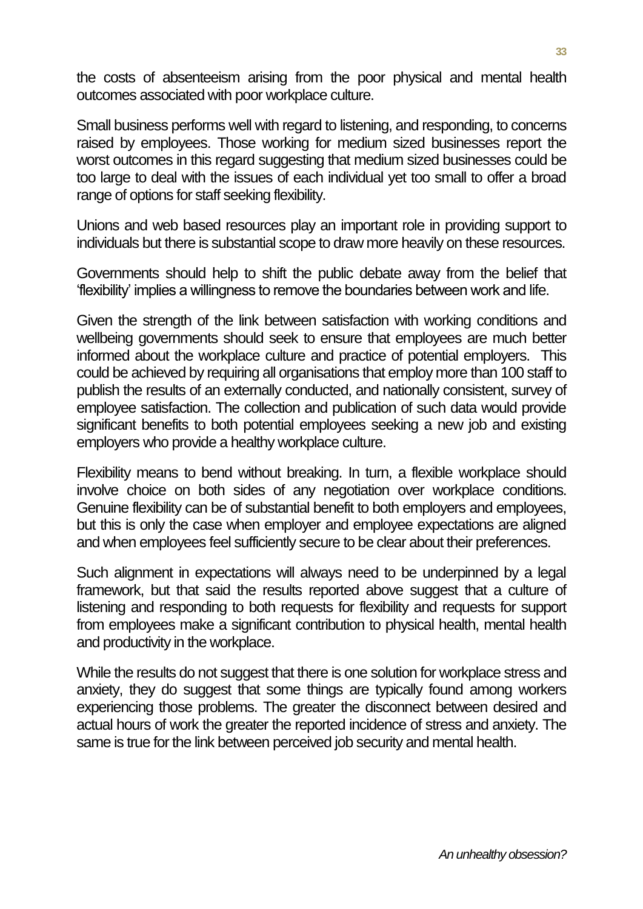the costs of absenteeism arising from the poor physical and mental health outcomes associated with poor workplace culture.

Small business performs well with regard to listening, and responding, to concerns raised by employees. Those working for medium sized businesses report the worst outcomes in this regard suggesting that medium sized businesses could be too large to deal with the issues of each individual yet too small to offer a broad range of options for staff seeking flexibility.

Unions and web based resources play an important role in providing support to individuals but there is substantial scope to draw more heavily on these resources.

Governments should help to shift the public debate away from the belief that 'flexibility' implies a willingness to remove the boundaries between work and life.

Given the strength of the link between satisfaction with working conditions and wellbeing governments should seek to ensure that employees are much better informed about the workplace culture and practice of potential employers. This could be achieved by requiring all organisations that employ more than 100 staff to publish the results of an externally conducted, and nationally consistent, survey of employee satisfaction. The collection and publication of such data would provide significant benefits to both potential employees seeking a new job and existing employers who provide a healthy workplace culture.

Flexibility means to bend without breaking. In turn, a flexible workplace should involve choice on both sides of any negotiation over workplace conditions. Genuine flexibility can be of substantial benefit to both employers and employees, but this is only the case when employer and employee expectations are aligned and when employees feel sufficiently secure to be clear about their preferences.

Such alignment in expectations will always need to be underpinned by a legal framework, but that said the results reported above suggest that a culture of listening and responding to both requests for flexibility and requests for support from employees make a significant contribution to physical health, mental health and productivity in the workplace.

While the results do not suggest that there is one solution for workplace stress and anxiety, they do suggest that some things are typically found among workers experiencing those problems. The greater the disconnect between desired and actual hours of work the greater the reported incidence of stress and anxiety. The same is true for the link between perceived job security and mental health.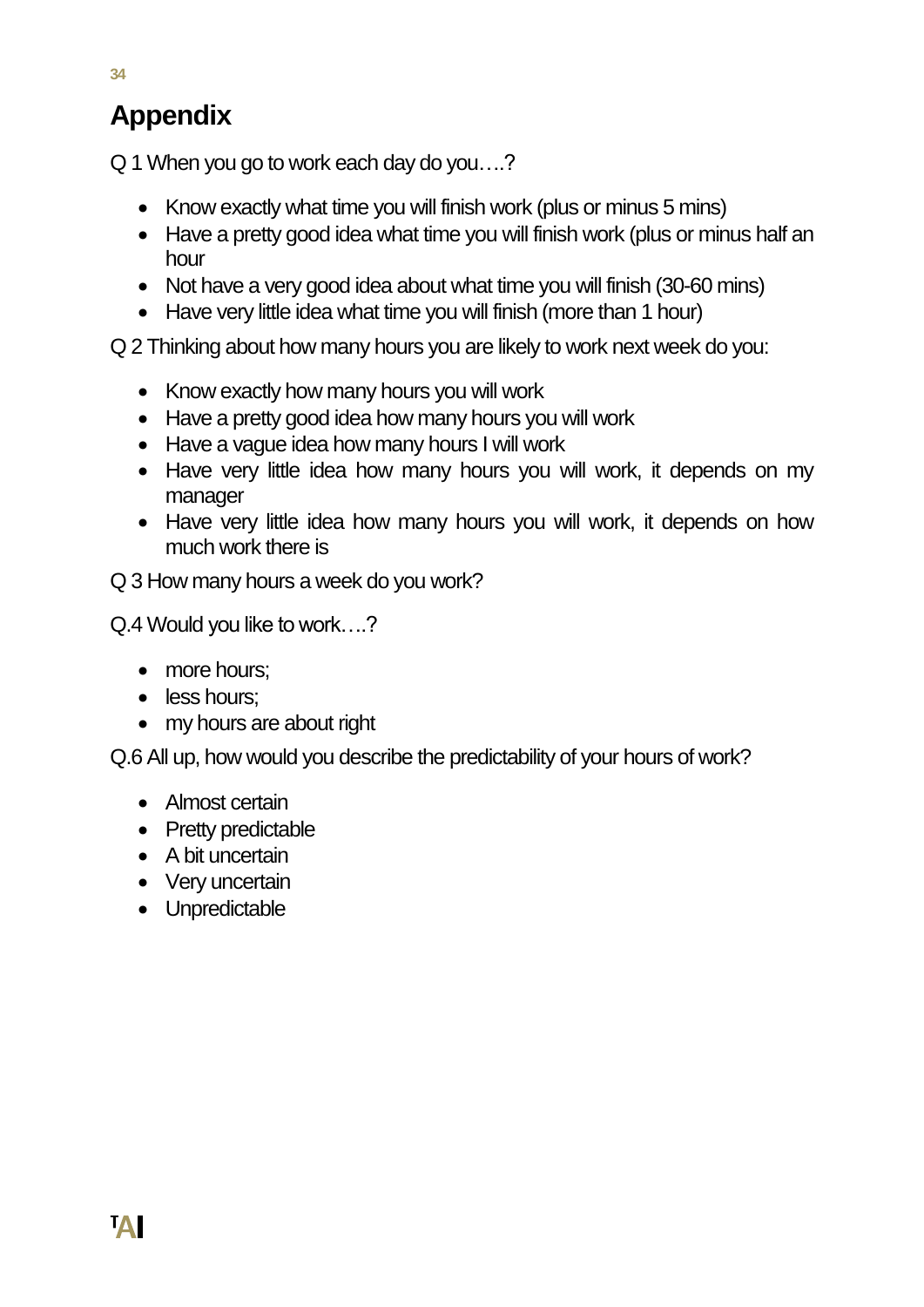# Appendix

Q 1 When you go to work each day do you….?

- Know exactly what time you will finish work (plus or minus 5 mins)
- Have a pretty good idea what time you will finish work (plus or minus half an hour
- Not have a very good idea about what time you will finish (30-60 mins)
- Have very little idea what time you will finish (more than 1 hour)

Q 2 Thinking about how many hours you are likely to work next week do you:

- Know exactly how many hours you will work
- Have a pretty good idea how many hours you will work
- Have a vague idea how many hours I will work
- Have very little idea how many hours you will work, it depends on my manager
- Have very little idea how many hours you will work, it depends on how much work there is

Q 3 How many hours a week do you work?

Q.4 Would you like to work….?

- more hours;
- less hours;
- my hours are about right

Q.6 All up, how would you describe the predictability of your hours of work?

- Almost certain
- Pretty predictable
- A bit uncertain
- Very uncertain
- Unpredictable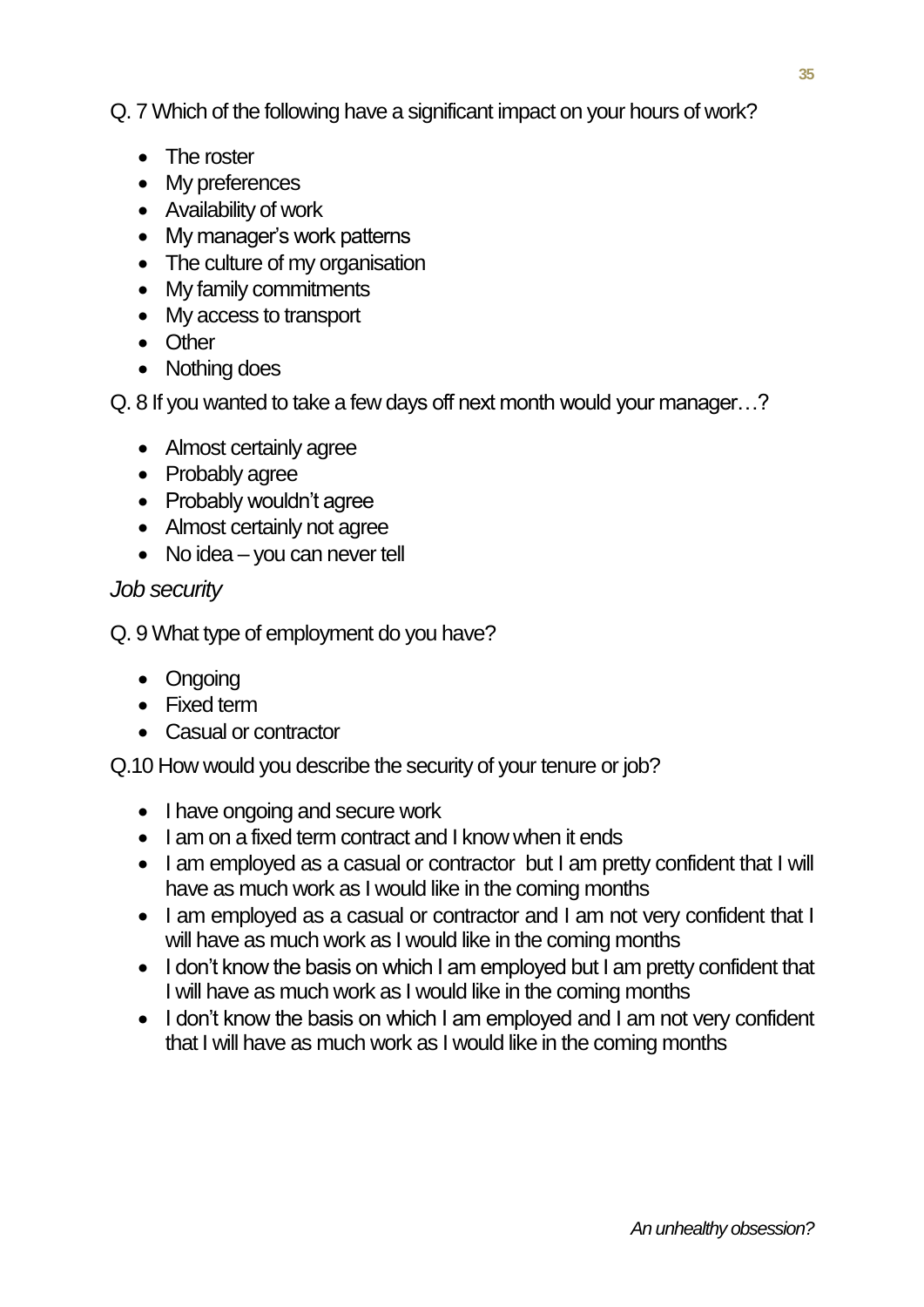Q. 7 Which of the following have a significant impact on your hours of work?

- The roster
- My preferences
- Availability of work
- My manager's work patterns
- The culture of my organisation
- My family commitments
- My access to transport
- Other
- Nothing does

Q. 8 If you wanted to take a few days off next month would your manager…?

- Almost certainly agree
- Probably agree
- Probably wouldn't agree
- Almost certainly not agree
- No idea – you can never tell

*Job security*

Q. 9 What type of employment do you have?

- Ongoing
- Fixed term
- Casual or contractor

Q.10 How would you describe the security of your tenure or job?

- I have ongoing and secure work
- I am on a fixed term contract and I know when it ends
- I am employed as a casual or contractor but I am pretty confident that I will have as much work as I would like in the coming months
- I am employed as a casual or contractor and I am not very confident that I will have as much work as I would like in the coming months
- I don't know the basis on which I am employed but I am pretty confident that I will have as much work as I would like in the coming months
- I don't know the basis on which I am employed and I am not very confident that I will have as much work as I would like in the coming months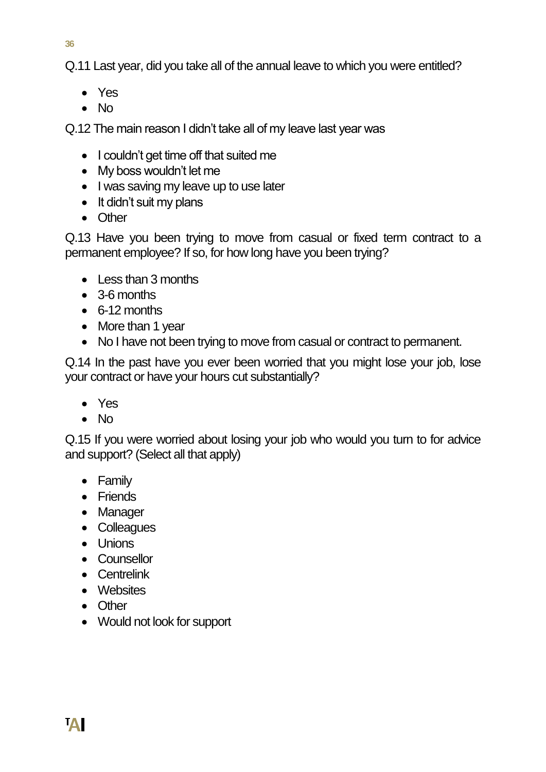Q.11 Last year, did you take all of the annual leave to which you were entitled?

- Yes
- No

Q.12 The main reason I didn't take all of my leave last year was

- I couldn't get time off that suited me
- My boss wouldn't let me
- I was saving my leave up to use later
- It didn't suit my plans
- Other

Q.13 Have you been trying to move from casual or fixed term contract to a permanent employee? If so, for how long have you been trying?

- Less than 3 months
- 3-6 months
- 6-12 months
- More than 1 year
- No I have not been trying to move from casual or contract to permanent.

Q.14 In the past have you ever been worried that you might lose your job, lose your contract or have your hours cut substantially?

- Yes
- No

Q.15 If you were worried about losing your job who would you turn to for advice and support? (Select all that apply)

- Family
- Friends
- Manager
- Colleagues
- Unions
- Counsellor
- Centrelink
- Websites
- Other
- Would not look for support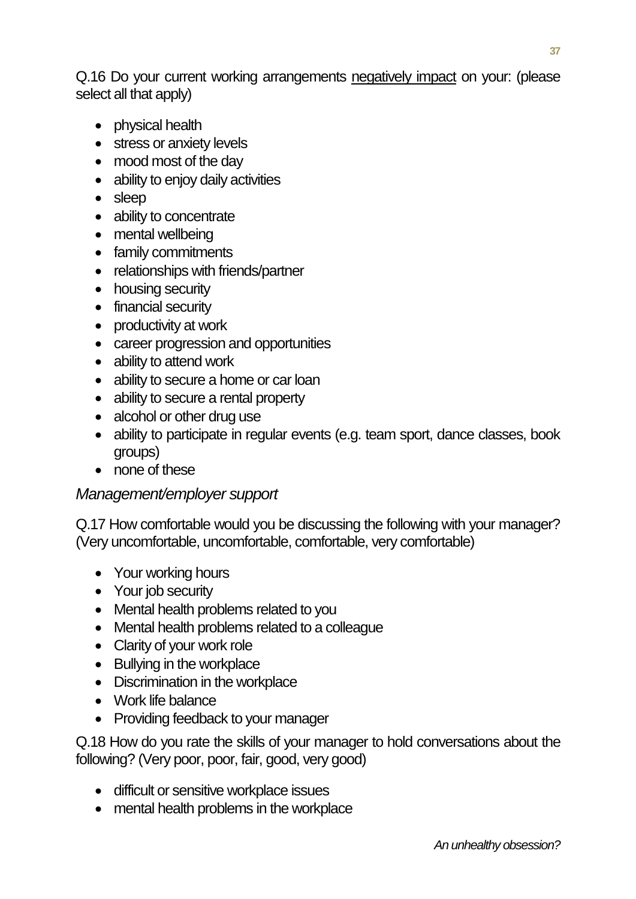Q.16 Do your current working arrangements <u>negatively impact</u> on your: (please select all that apply)

- physical health
- stress or anxiety levels
- mood most of the day
- ability to enjoy daily activities
- sleep
- ability to concentrate
- mental wellbeing
- family commitments
- relationships with friends/partner
- housing security
- financial security
- productivity at work
- career progression and opportunities
- ability to attend work
- ability to secure a home or car loan
- ability to secure a rental property
- alcohol or other drug use
- ability to participate in regular events (e.g. team sport, dance classes, book groups)
- none of these

*Management/employer support*

Q.17 How comfortable would you be discussing the following with your manager? (Very uncomfortable, uncomfortable, comfortable, very comfortable)

- Your working hours
- Your job security
- Mental health problems related to you
- Mental health problems related to a colleague
- Clarity of your work role
- Bullying in the workplace
- Discrimination in the workplace
- Work life balance
- Providing feedback to your manager

Q.18 How do you rate the skills of your manager to hold conversations about the following? (Very poor, poor, fair, good, very good)

- difficult or sensitive workplace issues
- mental health problems in the workplace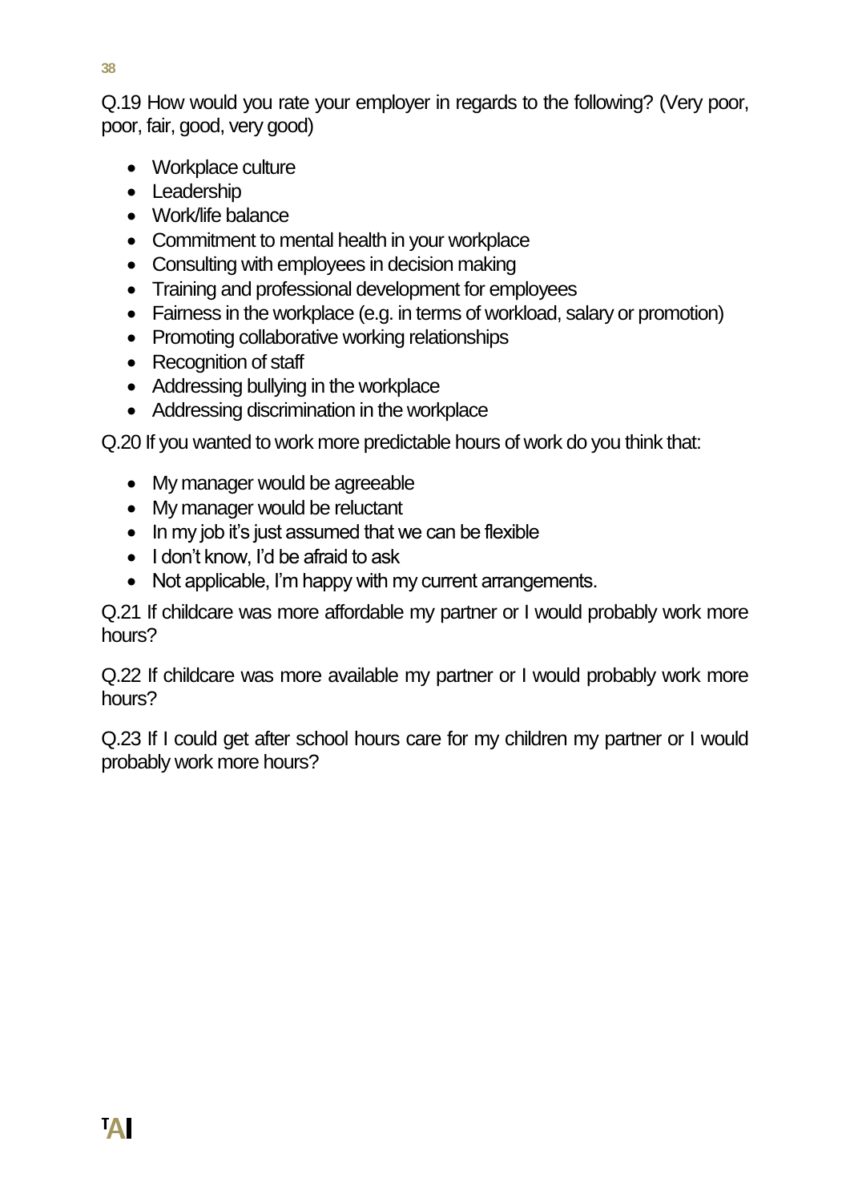Q.19 How would you rate your employer in regards to the following? (Very poor, poor, fair, good, very good)

- Workplace culture
- Leadership
- Work/life balance
- Commitment to mental health in your workplace
- Consulting with employees in decision making
- Training and professional development for employees
- Fairness in the workplace (e.g. in terms of workload, salary or promotion)
- Promoting collaborative working relationships
- Recognition of staff
- Addressing bullying in the workplace
- Addressing discrimination in the workplace

Q.20 If you wanted to work more predictable hours of work do you think that:

- My manager would be agreeable
- My manager would be reluctant
- In my job it's just assumed that we can be flexible
- I don't know, I'd be afraid to ask
- Not applicable, I'm happy with my current arrangements.

Q.21 If childcare was more affordable my partner or I would probably work more hours?

Q.22 If childcare was more available my partner or I would probably work more hours?

Q.23 If I could get after school hours care for my children my partner or I would probably work more hours?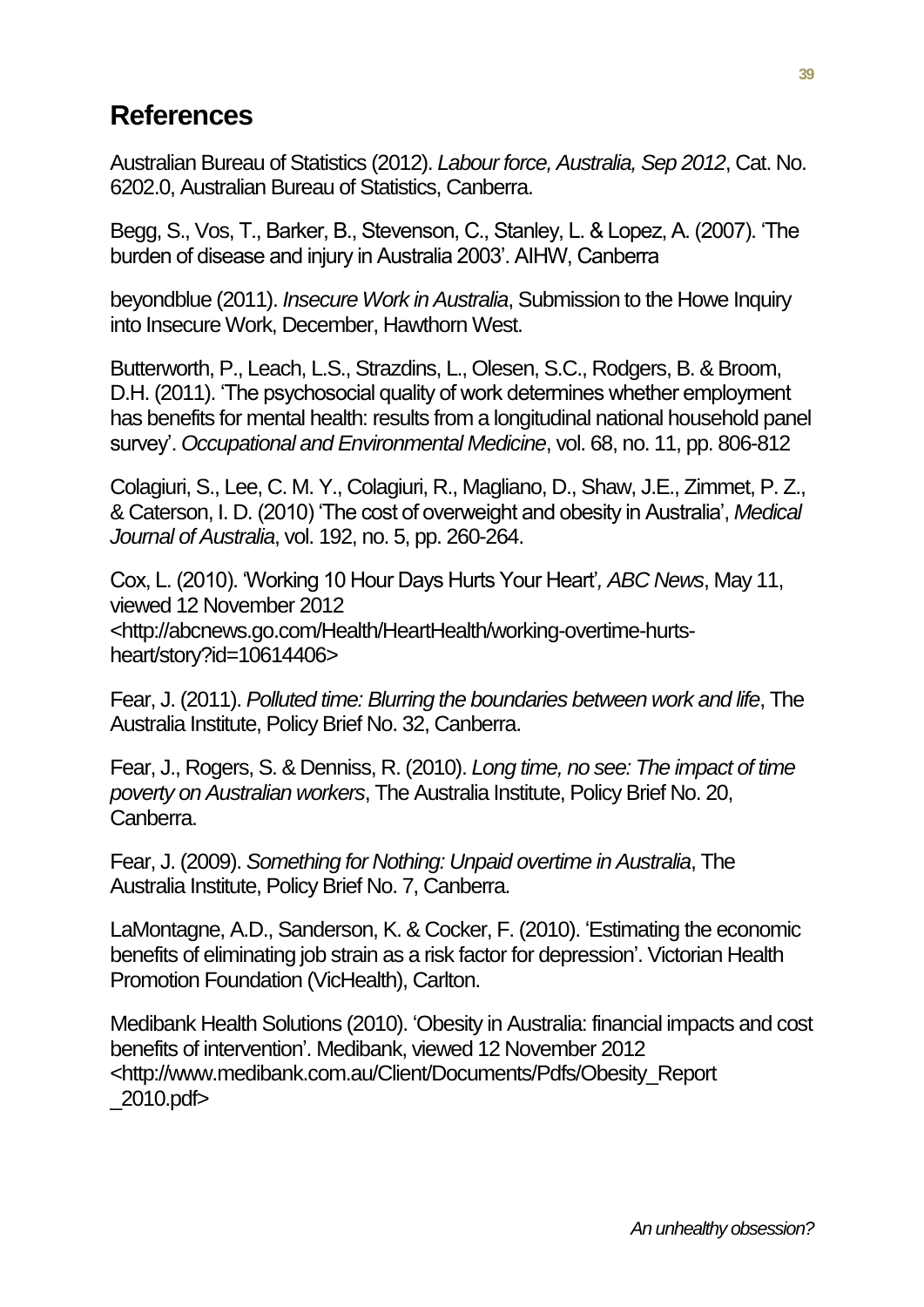## References

Australian Bureau of Statistics (2012). *Labour force, Australia, Sep 2012*, Cat. No. 6202.0, Australian Bureau of Statistics, Canberra.

Begg, S., Vos, T., Barker, B., Stevenson, C., Stanley, L. & Lopez, A. (2007). 'The burden of disease and injury in Australia 2003'. AIHW, Canberra

beyondblue (2011). *Insecure Work in Australia*, Submission to the Howe Inquiry into Insecure Work, December, Hawthorn West.

Butterworth, P., Leach, L.S., Strazdins, L., Olesen, S.C., Rodgers, B. & Broom, D.H. (2011). 'The psychosocial quality of work determines whether employment has benefits for mental health: results from a longitudinal national household panel survey'. *Occupational and Environmental Medicine*, vol. 68, no. 11, pp. 806-812

Colagiuri, S., Lee, C. M. Y., Colagiuri, R., Magliano, D., Shaw, J.E., Zimmet, P. Z., & Caterson, I. D. (2010) 'The cost of overweight and obesity in Australia', *Medical Journal of Australia*, vol. 192, no. 5, pp. 260-264.

Cox, L. (2010). 'Working 10 Hour Days Hurts Your Heart', *ABC News*, May 11, viewed 12 November 2012 <http://abcnews.go.com/Health/HeartHealth/working-overtime-hurts-heart/story?id=10614406>

Fear, J. (2011). *Polluted time: Blurring the boundaries between work and life*, The Australia Institute, Policy Brief No. 32, Canberra.

Fear, J., Rogers, S. & Denniss, R. (2010). *Long time, no see: The impact of time poverty on Australian workers*, The Australia Institute, Policy Brief No. 20, Canberra.

Fear, J. (2009). *Something for Nothing: Unpaid overtime in Australia*, The Australia Institute, Policy Brief No. 7, Canberra.

LaMontagne, A.D., Sanderson, K. & Cocker, F. (2010). 'Estimating the economic benefits of eliminating job strain as a risk factor for depression'. Victorian Health Promotion Foundation (VicHealth), Carlton.

Medibank Health Solutions (2010). 'Obesity in Australia: financial impacts and cost benefits of intervention'. Medibank, viewed 12 November 2012 <http://www.medibank.com.au/Client/Documents/Pdfs/Obesity_Report_2010.pdf>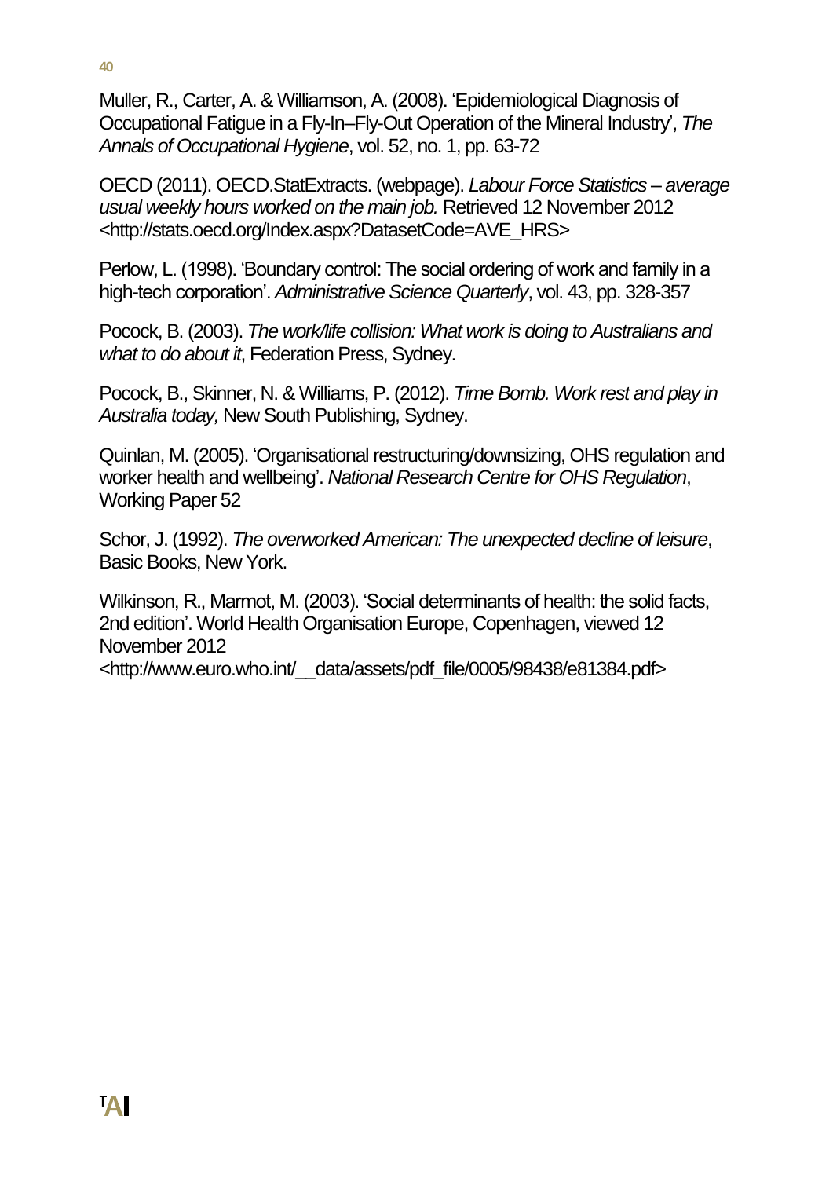Muller, R., Carter, A. & Williamson, A. (2008). 'Epidemiological Diagnosis of Occupational Fatigue in a Fly-In–Fly-Out Operation of the Mineral Industry', *The Annals of Occupational Hygiene*, vol. 52, no. 1, pp. 63-72

OECD (2011). OECD.StatExtracts. (webpage). *Labour Force Statistics – average usual weekly hours worked on the main job.* Retrieved 12 November 2012 <http://stats.oecd.org/Index.aspx?DatasetCode=AVE_HRS>

Perlow, L. (1998). 'Boundary control: The social ordering of work and family in a high-tech corporation'. *Administrative Science Quarterly*, vol. 43, pp. 328-357

Pocock, B. (2003). *The work/life collision: What work is doing to Australians and what to do about it*, Federation Press, Sydney.

Pocock, B., Skinner, N. & Williams, P. (2012). *Time Bomb. Work rest and play in Australia today,* New South Publishing, Sydney.

Quinlan, M. (2005). 'Organisational restructuring/downsizing, OHS regulation and worker health and wellbeing'. *National Research Centre for OHS Regulation*, Working Paper 52

Schor, J. (1992). *The overworked American: The unexpected decline of leisure*, Basic Books, New York.

Wilkinson, R., Marmot, M. (2003). 'Social determinants of health: the solid facts, 2nd edition'. World Health Organisation Europe, Copenhagen, viewed 12 November 2012 <http://www.euro.who.int/__data/assets/pdf_file/0005/98438/e81384.pdf>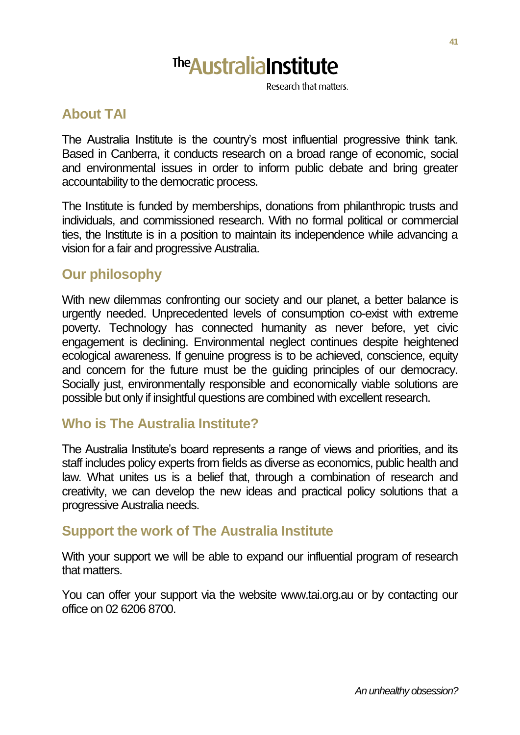The Australia Institute

Research that matters.

## About TAI

The Australia Institute is the country's most influential progressive think tank. Based in Canberra, it conducts research on a broad range of economic, social and environmental issues in order to inform public debate and bring greater accountability to the democratic process.

The Institute is funded by memberships, donations from philanthropic trusts and individuals, and commissioned research. With no formal political or commercial ties, the Institute is in a position to maintain its independence while advancing a vision for a fair and progressive Australia.

## Our philosophy

With new dilemmas confronting our society and our planet, a better balance is urgently needed. Unprecedented levels of consumption co-exist with extreme poverty. Technology has connected humanity as never before, yet civic engagement is declining. Environmental neglect continues despite heightened ecological awareness. If genuine progress is to be achieved, conscience, equity and concern for the future must be the guiding principles of our democracy. Socially just, environmentally responsible and economically viable solutions are possible but only if insightful questions are combined with excellent research.

## Who is The Australia Institute?

The Australia Institute's board represents a range of views and priorities, and its staff includes policy experts from fields as diverse as economics, public health and law. What unites us is a belief that, through a combination of research and creativity, we can develop the new ideas and practical policy solutions that a progressive Australia needs.

## Support the work of The Australia Institute

With your support we will be able to expand our influential program of research that matters.

You can offer your support via the website www.tai.org.au or by contacting our office on 02 6206 8700.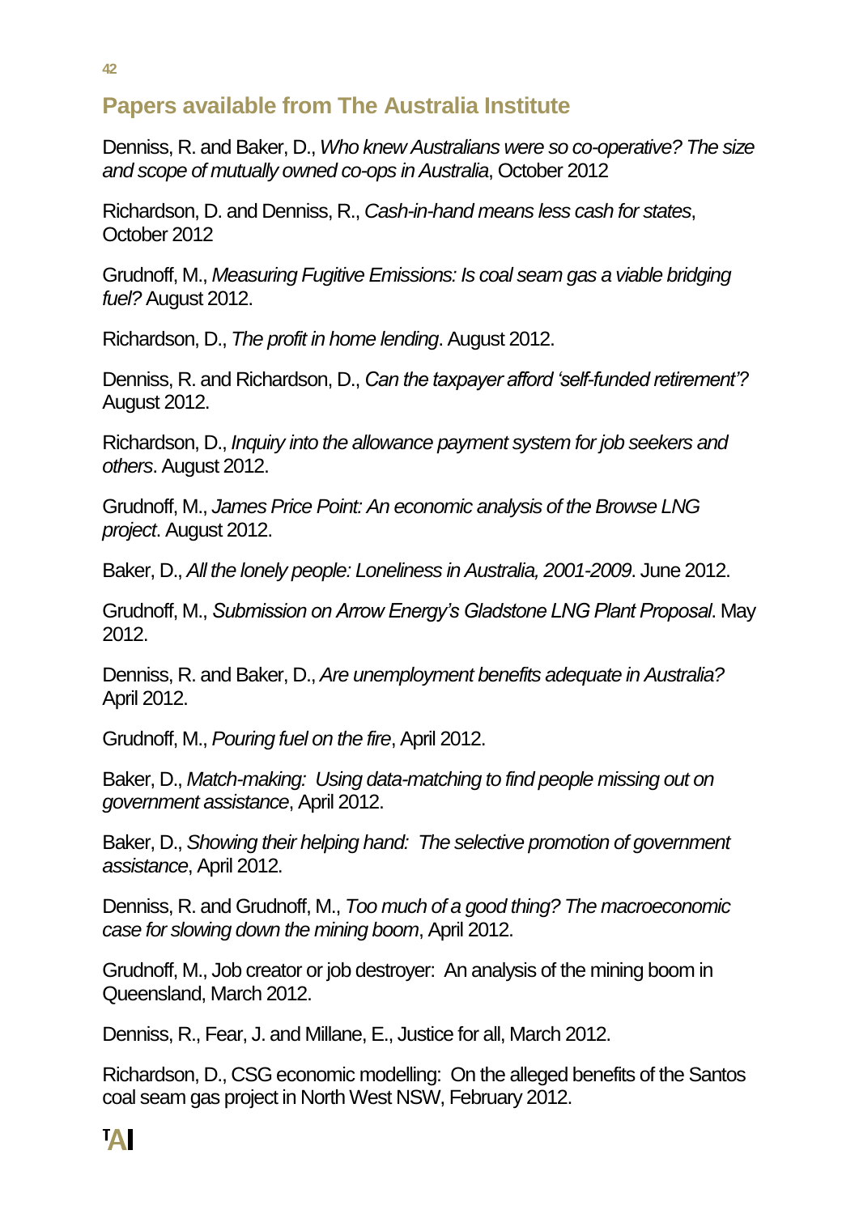## Papers available from The Australia Institute

Denniss, R. and Baker, D., *Who knew Australians were so co-operative? The size and scope of mutually owned co-ops in Australia*, October 2012

Richardson, D. and Denniss, R., *Cash-in-hand means less cash for states*, October 2012

Grudnoff, M., *Measuring Fugitive Emissions: Is coal seam gas a viable bridging fuel?* August 2012.

Richardson, D., *The profit in home lending*. August 2012.

Denniss, R. and Richardson, D., *Can the taxpayer afford 'self-funded retirement'?* August 2012.

Richardson, D., *Inquiry into the allowance payment system for job seekers and others*. August 2012.

Grudnoff, M., *James Price Point: An economic analysis of the Browse LNG project*. August 2012.

Baker, D., *All the lonely people: Loneliness in Australia, 2001-2009*. June 2012.

Grudnoff, M., *Submission on Arrow Energy's Gladstone LNG Plant Proposal*. May 2012.

Denniss, R. and Baker, D., *Are unemployment benefits adequate in Australia?* April 2012.

Grudnoff, M., *Pouring fuel on the fire*, April 2012.

Baker, D., *Match-making: Using data-matching to find people missing out on government assistance*, April 2012.

Baker, D., *Showing their helping hand: The selective promotion of government assistance*, April 2012.

Denniss, R. and Grudnoff, M., *Too much of a good thing? The macroeconomic case for slowing down the mining boom*, April 2012.

Grudnoff, M., Job creator or job destroyer: An analysis of the mining boom in Queensland, March 2012.

Denniss, R., Fear, J. and Millane, E., Justice for all, March 2012.

Richardson, D., CSG economic modelling: On the alleged benefits of the Santos coal seam gas project in North West NSW, February 2012.